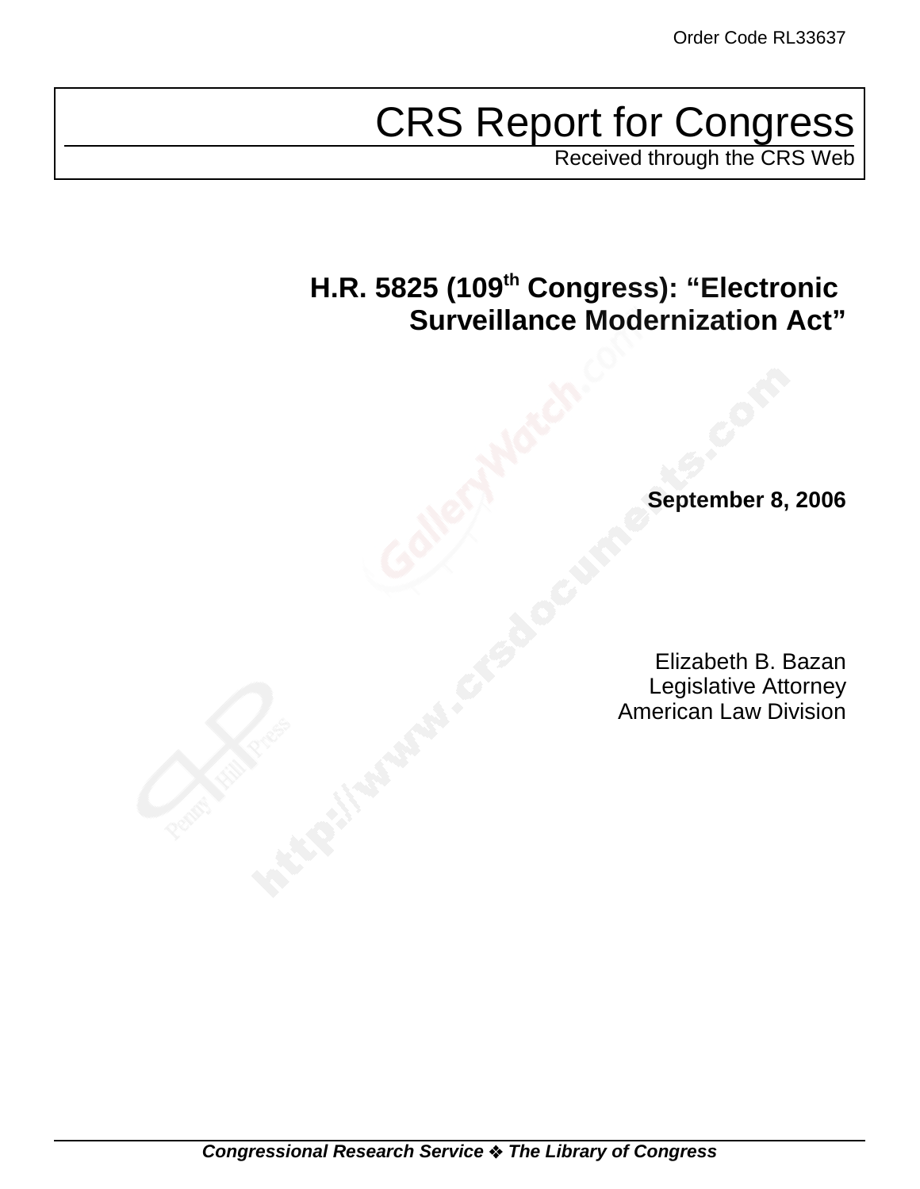Order Code RL33637

# CRS Report for Congress

Received through the CRS Web

## H.R. 5825 (109th Congress): "Electronic Surveillance Modernization Act"

**September 8, 2006**

Elizabeth B. Bazan
Legislative Attorney
American Law Division

***Congressional Research Service ❖ The Library of Congress***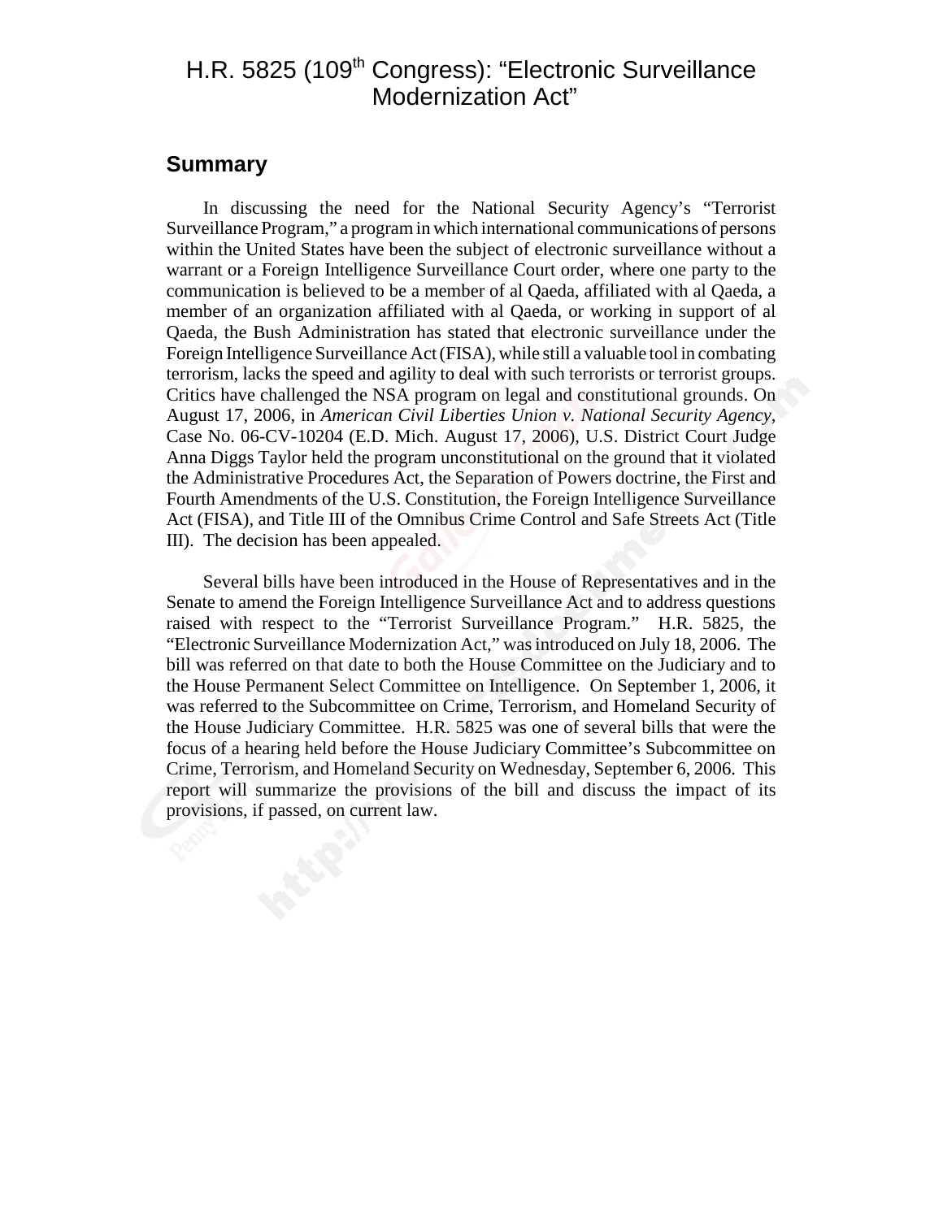# H.R. 5825 (109th Congress): "Electronic Surveillance Modernization Act"

## Summary

In discussing the need for the National Security Agency's "Terrorist Surveillance Program," a program in which international communications of persons within the United States have been the subject of electronic surveillance without a warrant or a Foreign Intelligence Surveillance Court order, where one party to the communication is believed to be a member of al Qaeda, affiliated with al Qaeda, a member of an organization affiliated with al Qaeda, or working in support of al Qaeda, the Bush Administration has stated that electronic surveillance under the Foreign Intelligence Surveillance Act (FISA), while still a valuable tool in combating terrorism, lacks the speed and agility to deal with such terrorists or terrorist groups. Critics have challenged the NSA program on legal and constitutional grounds. On August 17, 2006, in *American Civil Liberties Union v. National Security Agency*, Case No. 06-CV-10204 (E.D. Mich. August 17, 2006), U.S. District Court Judge Anna Diggs Taylor held the program unconstitutional on the ground that it violated the Administrative Procedures Act, the Separation of Powers doctrine, the First and Fourth Amendments of the U.S. Constitution, the Foreign Intelligence Surveillance Act (FISA), and Title III of the Omnibus Crime Control and Safe Streets Act (Title III). The decision has been appealed.

Several bills have been introduced in the House of Representatives and in the Senate to amend the Foreign Intelligence Surveillance Act and to address questions raised with respect to the "Terrorist Surveillance Program." H.R. 5825, the "Electronic Surveillance Modernization Act," was introduced on July 18, 2006. The bill was referred on that date to both the House Committee on the Judiciary and to the House Permanent Select Committee on Intelligence. On September 1, 2006, it was referred to the Subcommittee on Crime, Terrorism, and Homeland Security of the House Judiciary Committee. H.R. 5825 was one of several bills that were the focus of a hearing held before the House Judiciary Committee's Subcommittee on Crime, Terrorism, and Homeland Security on Wednesday, September 6, 2006. This report will summarize the provisions of the bill and discuss the impact of its provisions, if passed, on current law.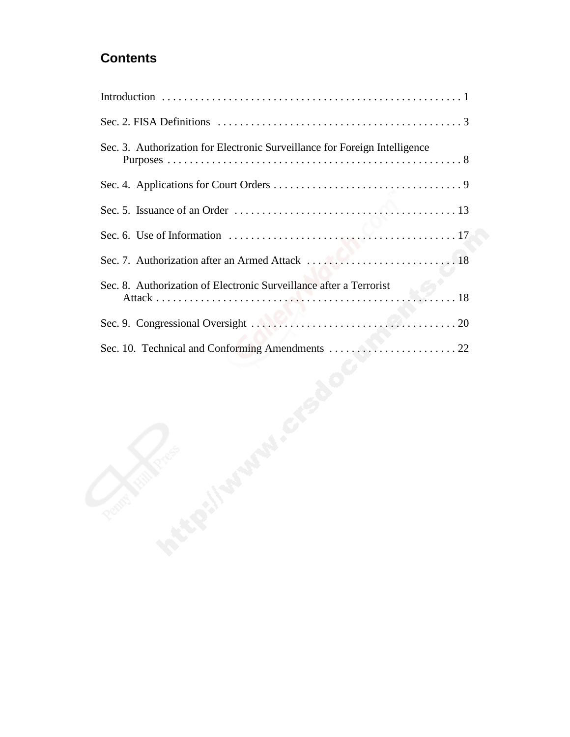## Contents

Introduction . . . . . . . . . . . . . . . . . . . . . . . . . . . . . . . . . . . . . . . . . . . . . . . . . . . . . 1

Sec. 2. FISA Definitions . . . . . . . . . . . . . . . . . . . . . . . . . . . . . . . . . . . . . . . . . . . . 3

Sec. 3. Authorization for Electronic Surveillance for Foreign Intelligence Purposes . . . . . . . . . . . . . . . . . . . . . . . . . . . . . . . . . . . . . . . . . . . . . . . . . . . . 8

Sec. 4. Applications for Court Orders . . . . . . . . . . . . . . . . . . . . . . . . . . . . . . . . . . 9

Sec. 5. Issuance of an Order . . . . . . . . . . . . . . . . . . . . . . . . . . . . . . . . . . . . . . . . 13

Sec. 6. Use of Information . . . . . . . . . . . . . . . . . . . . . . . . . . . . . . . . . . . . . . . . . 17

Sec. 7. Authorization after an Armed Attack . . . . . . . . . . . . . . . . . . . . . . . . . . . 18

Sec. 8. Authorization of Electronic Surveillance after a Terrorist Attack . . . . . . . . . . . . . . . . . . . . . . . . . . . . . . . . . . . . . . . . . . . . . . . . . . . . . 18

Sec. 9. Congressional Oversight . . . . . . . . . . . . . . . . . . . . . . . . . . . . . . . . . . . . . 20

Sec. 10. Technical and Conforming Amendments . . . . . . . . . . . . . . . . . . . . . . . 22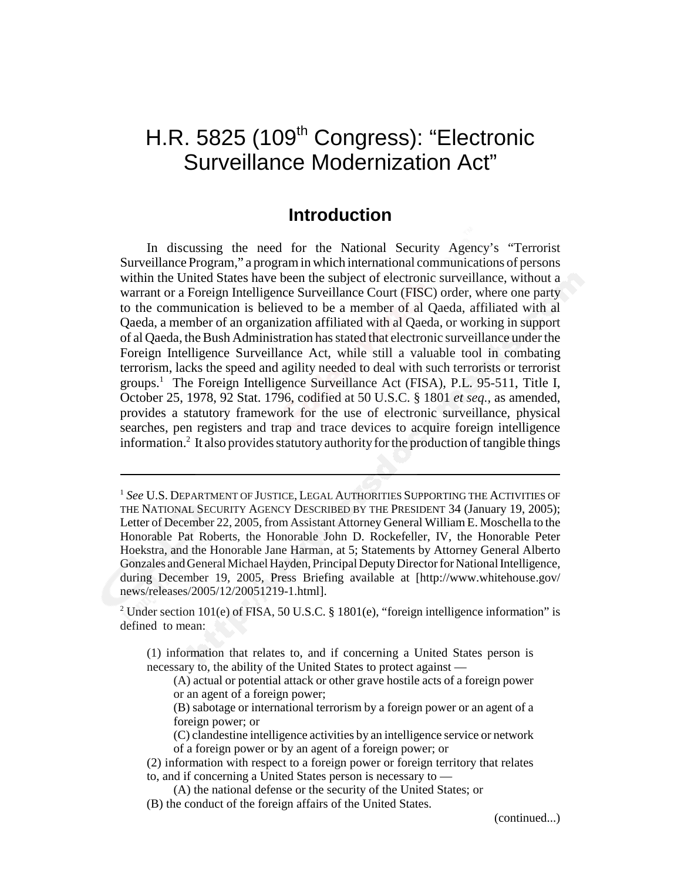# H.R. 5825 (109th Congress): "Electronic Surveillance Modernization Act"

## Introduction

In discussing the need for the National Security Agency's "Terrorist Surveillance Program," a program in which international communications of persons within the United States have been the subject of electronic surveillance, without a warrant or a Foreign Intelligence Surveillance Court (FISC) order, where one party to the communication is believed to be a member of al Qaeda, affiliated with al Qaeda, a member of an organization affiliated with al Qaeda, or working in support of al Qaeda, the Bush Administration has stated that electronic surveillance under the Foreign Intelligence Surveillance Act, while still a valuable tool in combating terrorism, lacks the speed and agility needed to deal with such terrorists or terrorist groups.[1] The Foreign Intelligence Surveillance Act (FISA), P.L. 95-511, Title I, October 25, 1978, 92 Stat. 1796, codified at 50 U.S.C. § 1801 *et seq.*, as amended, provides a statutory framework for the use of electronic surveillance, physical searches, pen registers and trap and trace devices to acquire foreign intelligence information.[2] It also provides statutory authority for the production of tangible things

---

[1] *See* U.S. DEPARTMENT OF JUSTICE, LEGAL AUTHORITIES SUPPORTING THE ACTIVITIES OF THE NATIONAL SECURITY AGENCY DESCRIBED BY THE PRESIDENT 34 (January 19, 2005); Letter of December 22, 2005, from Assistant Attorney General William E. Moschella to the Honorable Pat Roberts, the Honorable John D. Rockefeller, IV, the Honorable Peter Hoekstra, and the Honorable Jane Harman, at 5; Statements by Attorney General Alberto Gonzales and General Michael Hayden, Principal Deputy Director for National Intelligence, during December 19, 2005, Press Briefing available at [http://www.whitehouse.gov/news/releases/2005/12/20051219-1.html].

[2] Under section 101(e) of FISA, 50 U.S.C. § 1801(e), "foreign intelligence information" is defined to mean:

> (1) information that relates to, and if concerning a United States person is necessary to, the ability of the United States to protect against —
>
> (A) actual or potential attack or other grave hostile acts of a foreign power or an agent of a foreign power;
>
> (B) sabotage or international terrorism by a foreign power or an agent of a foreign power; or
>
> (C) clandestine intelligence activities by an intelligence service or network of a foreign power or by an agent of a foreign power; or
>
> (2) information with respect to a foreign power or foreign territory that relates to, and if concerning a United States person is necessary to —
>
> (A) the national defense or the security of the United States; or
>
> (B) the conduct of the foreign affairs of the United States.

(continued...)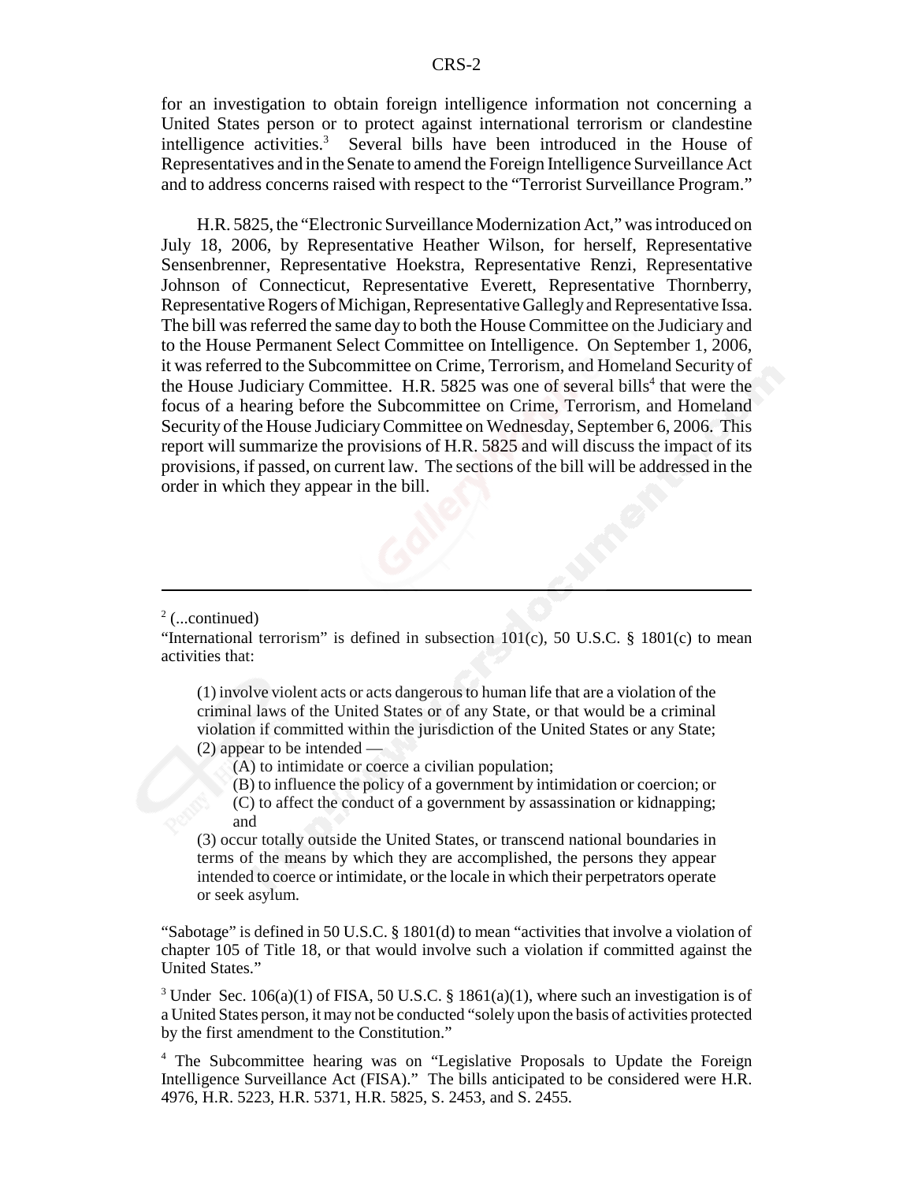for an investigation to obtain foreign intelligence information not concerning a United States person or to protect against international terrorism or clandestine intelligence activities.[3] Several bills have been introduced in the House of Representatives and in the Senate to amend the Foreign Intelligence Surveillance Act and to address concerns raised with respect to the "Terrorist Surveillance Program."

H.R. 5825, the "Electronic Surveillance Modernization Act," was introduced on July 18, 2006, by Representative Heather Wilson, for herself, Representative Sensenbrenner, Representative Hoekstra, Representative Renzi, Representative Johnson of Connecticut, Representative Everett, Representative Thornberry, Representative Rogers of Michigan, Representative Gallegly and Representative Issa. The bill was referred the same day to both the House Committee on the Judiciary and to the House Permanent Select Committee on Intelligence. On September 1, 2006, it was referred to the Subcommittee on Crime, Terrorism, and Homeland Security of the House Judiciary Committee. H.R. 5825 was one of several bills[4] that were the focus of a hearing before the Subcommittee on Crime, Terrorism, and Homeland Security of the House Judiciary Committee on Wednesday, September 6, 2006. This report will summarize the provisions of H.R. 5825 and will discuss the impact of its provisions, if passed, on current law. The sections of the bill will be addressed in the order in which they appear in the bill.

---

[2] (...continued)

"International terrorism" is defined in subsection 101(c), 50 U.S.C. § 1801(c) to mean activities that:

> (1) involve violent acts or acts dangerous to human life that are a violation of the criminal laws of the United States or of any State, or that would be a criminal violation if committed within the jurisdiction of the United States or any State;
> (2) appear to be intended —
> (A) to intimidate or coerce a civilian population;
> (B) to influence the policy of a government by intimidation or coercion; or
> (C) to affect the conduct of a government by assassination or kidnapping; and
> (3) occur totally outside the United States, or transcend national boundaries in terms of the means by which they are accomplished, the persons they appear intended to coerce or intimidate, or the locale in which their perpetrators operate or seek asylum.

"Sabotage" is defined in 50 U.S.C. § 1801(d) to mean "activities that involve a violation of chapter 105 of Title 18, or that would involve such a violation if committed against the United States."

[3] Under Sec. 106(a)(1) of FISA, 50 U.S.C. § 1861(a)(1), where such an investigation is of a United States person, it may not be conducted "solely upon the basis of activities protected by the first amendment to the Constitution."

[4] The Subcommittee hearing was on "Legislative Proposals to Update the Foreign Intelligence Surveillance Act (FISA)." The bills anticipated to be considered were H.R. 4976, H.R. 5223, H.R. 5371, H.R. 5825, S. 2453, and S. 2455.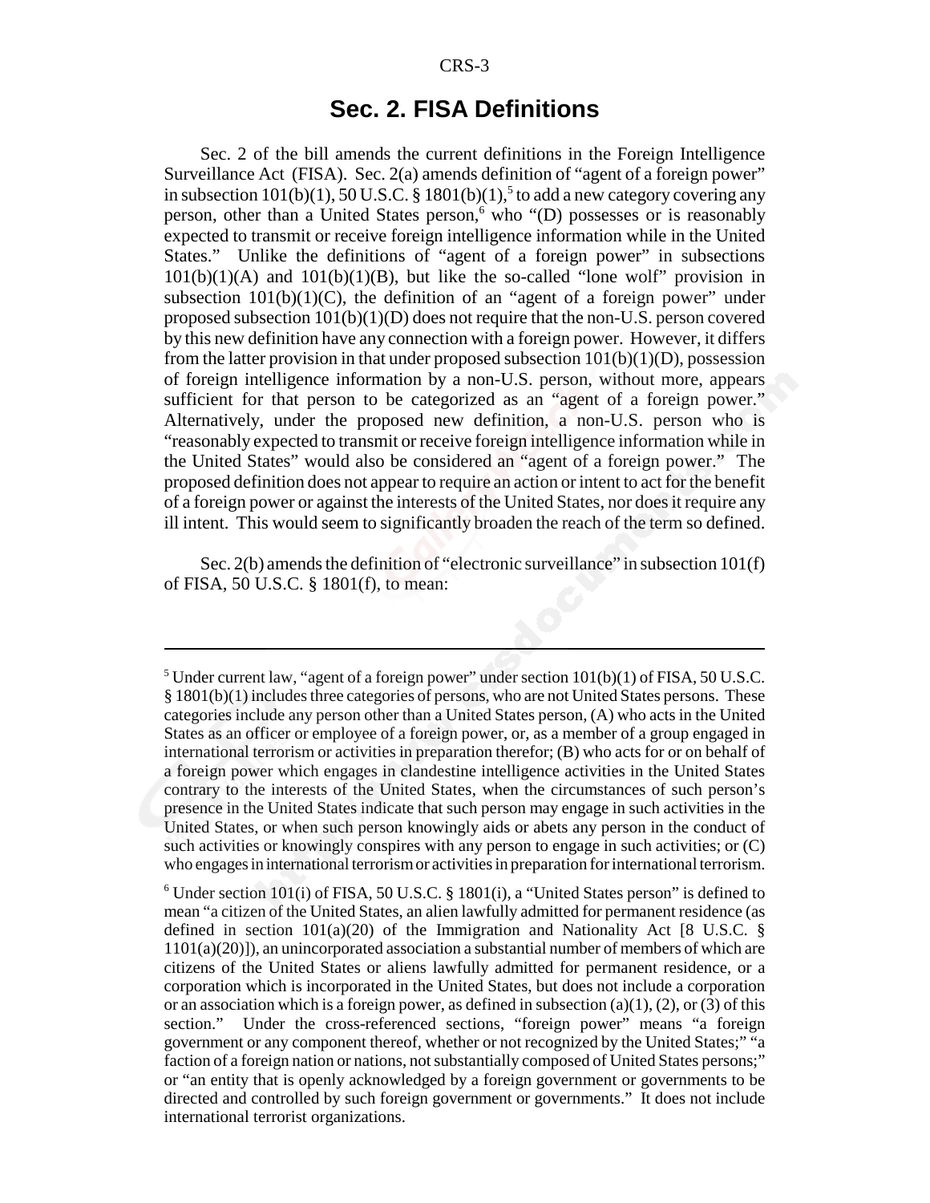## Sec. 2. FISA Definitions

Sec. 2 of the bill amends the current definitions in the Foreign Intelligence Surveillance Act (FISA). Sec. 2(a) amends definition of "agent of a foreign power" in subsection 101(b)(1), 50 U.S.C. § 1801(b)(1),[5] to add a new category covering any person, other than a United States person,[6] who "(D) possesses or is reasonably expected to transmit or receive foreign intelligence information while in the United States." Unlike the definitions of "agent of a foreign power" in subsections 101(b)(1)(A) and 101(b)(1)(B), but like the so-called "lone wolf" provision in subsection 101(b)(1)(C), the definition of an "agent of a foreign power" under proposed subsection 101(b)(1)(D) does not require that the non-U.S. person covered by this new definition have any connection with a foreign power. However, it differs from the latter provision in that under proposed subsection 101(b)(1)(D), possession of foreign intelligence information by a non-U.S. person, without more, appears sufficient for that person to be categorized as an "agent of a foreign power." Alternatively, under the proposed new definition, a non-U.S. person who is "reasonably expected to transmit or receive foreign intelligence information while in the United States" would also be considered an "agent of a foreign power." The proposed definition does not appear to require an action or intent to act for the benefit of a foreign power or against the interests of the United States, nor does it require any ill intent. This would seem to significantly broaden the reach of the term so defined.

Sec. 2(b) amends the definition of "electronic surveillance" in subsection 101(f) of FISA, 50 U.S.C. § 1801(f), to mean:

---

[5] Under current law, "agent of a foreign power" under section 101(b)(1) of FISA, 50 U.S.C. § 1801(b)(1) includes three categories of persons, who are not United States persons. These categories include any person other than a United States person, (A) who acts in the United States as an officer or employee of a foreign power, or, as a member of a group engaged in international terrorism or activities in preparation therefor; (B) who acts for or on behalf of a foreign power which engages in clandestine intelligence activities in the United States contrary to the interests of the United States, when the circumstances of such person's presence in the United States indicate that such person may engage in such activities in the United States, or when such person knowingly aids or abets any person in the conduct of such activities or knowingly conspires with any person to engage in such activities; or (C) who engages in international terrorism or activities in preparation for international terrorism.

[6] Under section 101(i) of FISA, 50 U.S.C. § 1801(i), a "United States person" is defined to mean "a citizen of the United States, an alien lawfully admitted for permanent residence (as defined in section 101(a)(20) of the Immigration and Nationality Act [8 U.S.C. § 1101(a)(20)]), an unincorporated association a substantial number of members of which are citizens of the United States or aliens lawfully admitted for permanent residence, or a corporation which is incorporated in the United States, but does not include a corporation or an association which is a foreign power, as defined in subsection (a)(1), (2), or (3) of this section." Under the cross-referenced sections, "foreign power" means "a foreign government or any component thereof, whether or not recognized by the United States;" "a faction of a foreign nation or nations, not substantially composed of United States persons;" or "an entity that is openly acknowledged by a foreign government or governments to be directed and controlled by such foreign government or governments." It does not include international terrorist organizations.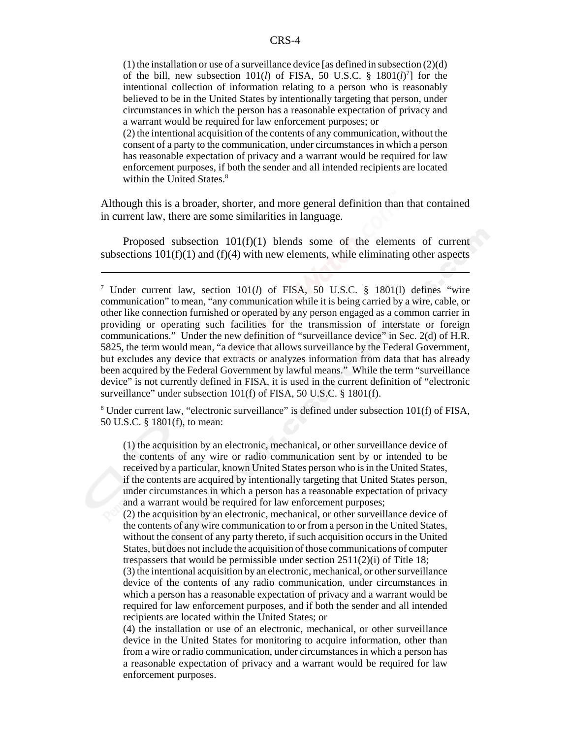(1) the installation or use of a surveillance device [as defined in subsection (2)(d) of the bill, new subsection 101(*l*) of FISA, 50 U.S.C. § 1801(*l*)[7]] for the intentional collection of information relating to a person who is reasonably believed to be in the United States by intentionally targeting that person, under circumstances in which the person has a reasonable expectation of privacy and a warrant would be required for law enforcement purposes; or

(2) the intentional acquisition of the contents of any communication, without the consent of a party to the communication, under circumstances in which a person has reasonable expectation of privacy and a warrant would be required for law enforcement purposes, if both the sender and all intended recipients are located within the United States.[8]

Although this is a broader, shorter, and more general definition than that contained in current law, there are some similarities in language.

Proposed subsection 101(f)(1) blends some of the elements of current subsections 101(f)(1) and (f)(4) with new elements, while eliminating other aspects

---

[7] Under current law, section 101(*l*) of FISA, 50 U.S.C. § 1801(l) defines "wire communication" to mean, "any communication while it is being carried by a wire, cable, or other like connection furnished or operated by any person engaged as a common carrier in providing or operating such facilities for the transmission of interstate or foreign communications." Under the new definition of "surveillance device" in Sec. 2(d) of H.R. 5825, the term would mean, "a device that allows surveillance by the Federal Government, but excludes any device that extracts or analyzes information from data that has already been acquired by the Federal Government by lawful means." While the term "surveillance device" is not currently defined in FISA, it is used in the current definition of "electronic surveillance" under subsection 101(f) of FISA, 50 U.S.C. § 1801(f).

[8] Under current law, "electronic surveillance" is defined under subsection 101(f) of FISA, 50 U.S.C. § 1801(f), to mean:

(1) the acquisition by an electronic, mechanical, or other surveillance device of the contents of any wire or radio communication sent by or intended to be received by a particular, known United States person who is in the United States, if the contents are acquired by intentionally targeting that United States person, under circumstances in which a person has a reasonable expectation of privacy and a warrant would be required for law enforcement purposes;

(2) the acquisition by an electronic, mechanical, or other surveillance device of the contents of any wire communication to or from a person in the United States, without the consent of any party thereto, if such acquisition occurs in the United States, but does not include the acquisition of those communications of computer trespassers that would be permissible under section 2511(2)(i) of Title 18;

(3) the intentional acquisition by an electronic, mechanical, or other surveillance device of the contents of any radio communication, under circumstances in which a person has a reasonable expectation of privacy and a warrant would be required for law enforcement purposes, and if both the sender and all intended recipients are located within the United States; or

(4) the installation or use of an electronic, mechanical, or other surveillance device in the United States for monitoring to acquire information, other than from a wire or radio communication, under circumstances in which a person has a reasonable expectation of privacy and a warrant would be required for law enforcement purposes.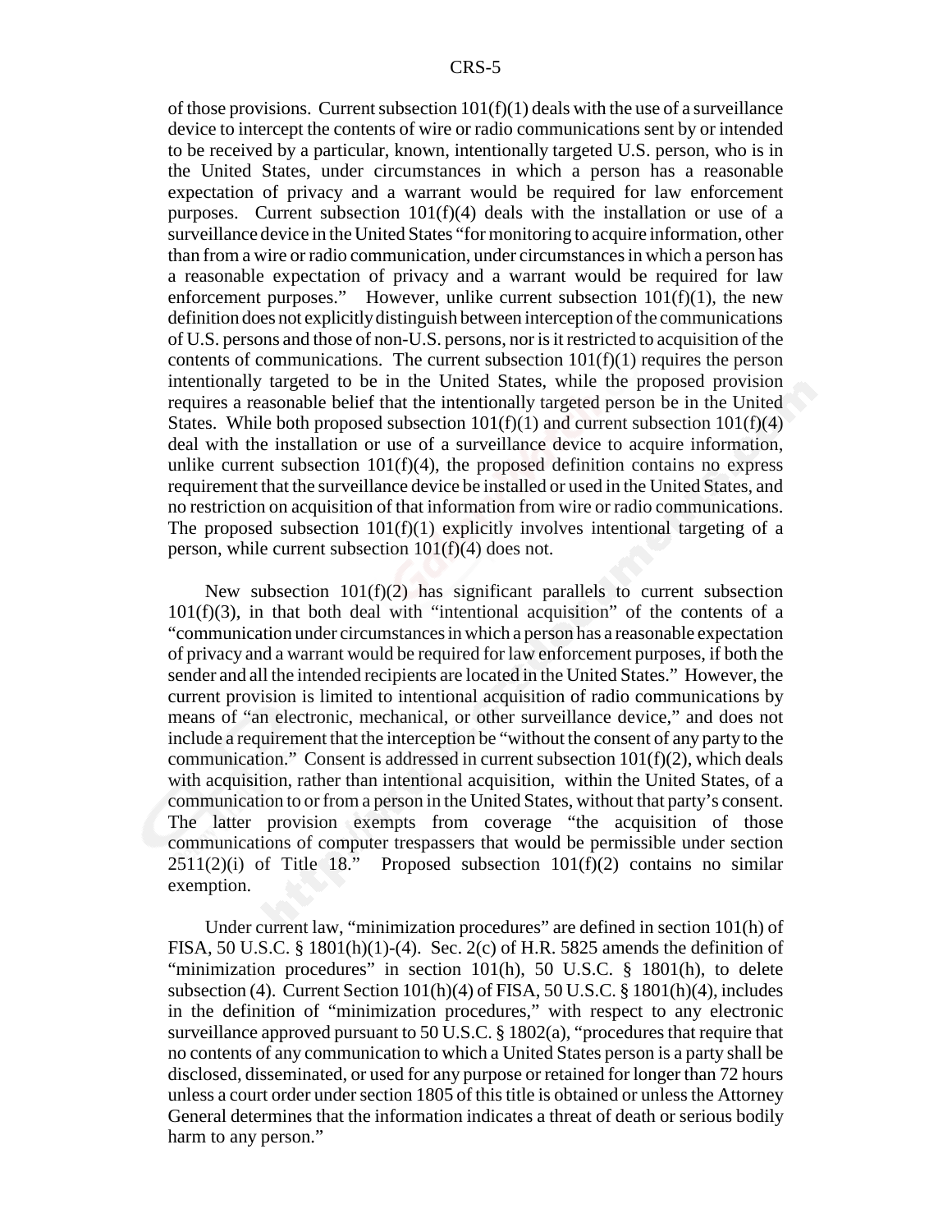of those provisions. Current subsection 101(f)(1) deals with the use of a surveillance device to intercept the contents of wire or radio communications sent by or intended to be received by a particular, known, intentionally targeted U.S. person, who is in the United States, under circumstances in which a person has a reasonable expectation of privacy and a warrant would be required for law enforcement purposes. Current subsection 101(f)(4) deals with the installation or use of a surveillance device in the United States "for monitoring to acquire information, other than from a wire or radio communication, under circumstances in which a person has a reasonable expectation of privacy and a warrant would be required for law enforcement purposes." However, unlike current subsection 101(f)(1), the new definition does not explicitly distinguish between interception of the communications of U.S. persons and those of non-U.S. persons, nor is it restricted to acquisition of the contents of communications. The current subsection 101(f)(1) requires the person intentionally targeted to be in the United States, while the proposed provision requires a reasonable belief that the intentionally targeted person be in the United States. While both proposed subsection 101(f)(1) and current subsection 101(f)(4) deal with the installation or use of a surveillance device to acquire information, unlike current subsection 101(f)(4), the proposed definition contains no express requirement that the surveillance device be installed or used in the United States, and no restriction on acquisition of that information from wire or radio communications. The proposed subsection 101(f)(1) explicitly involves intentional targeting of a person, while current subsection 101(f)(4) does not.

New subsection 101(f)(2) has significant parallels to current subsection 101(f)(3), in that both deal with "intentional acquisition" of the contents of a "communication under circumstances in which a person has a reasonable expectation of privacy and a warrant would be required for law enforcement purposes, if both the sender and all the intended recipients are located in the United States." However, the current provision is limited to intentional acquisition of radio communications by means of "an electronic, mechanical, or other surveillance device," and does not include a requirement that the interception be "without the consent of any party to the communication." Consent is addressed in current subsection 101(f)(2), which deals with acquisition, rather than intentional acquisition, within the United States, of a communication to or from a person in the United States, without that party's consent. The latter provision exempts from coverage "the acquisition of those communications of computer trespassers that would be permissible under section 2511(2)(i) of Title 18." Proposed subsection 101(f)(2) contains no similar exemption.

Under current law, "minimization procedures" are defined in section 101(h) of FISA, 50 U.S.C. § 1801(h)(1)-(4). Sec. 2(c) of H.R. 5825 amends the definition of "minimization procedures" in section 101(h), 50 U.S.C. § 1801(h), to delete subsection (4). Current Section 101(h)(4) of FISA, 50 U.S.C. § 1801(h)(4), includes in the definition of "minimization procedures," with respect to any electronic surveillance approved pursuant to 50 U.S.C. § 1802(a), "procedures that require that no contents of any communication to which a United States person is a party shall be disclosed, disseminated, or used for any purpose or retained for longer than 72 hours unless a court order under section 1805 of this title is obtained or unless the Attorney General determines that the information indicates a threat of death or serious bodily harm to any person."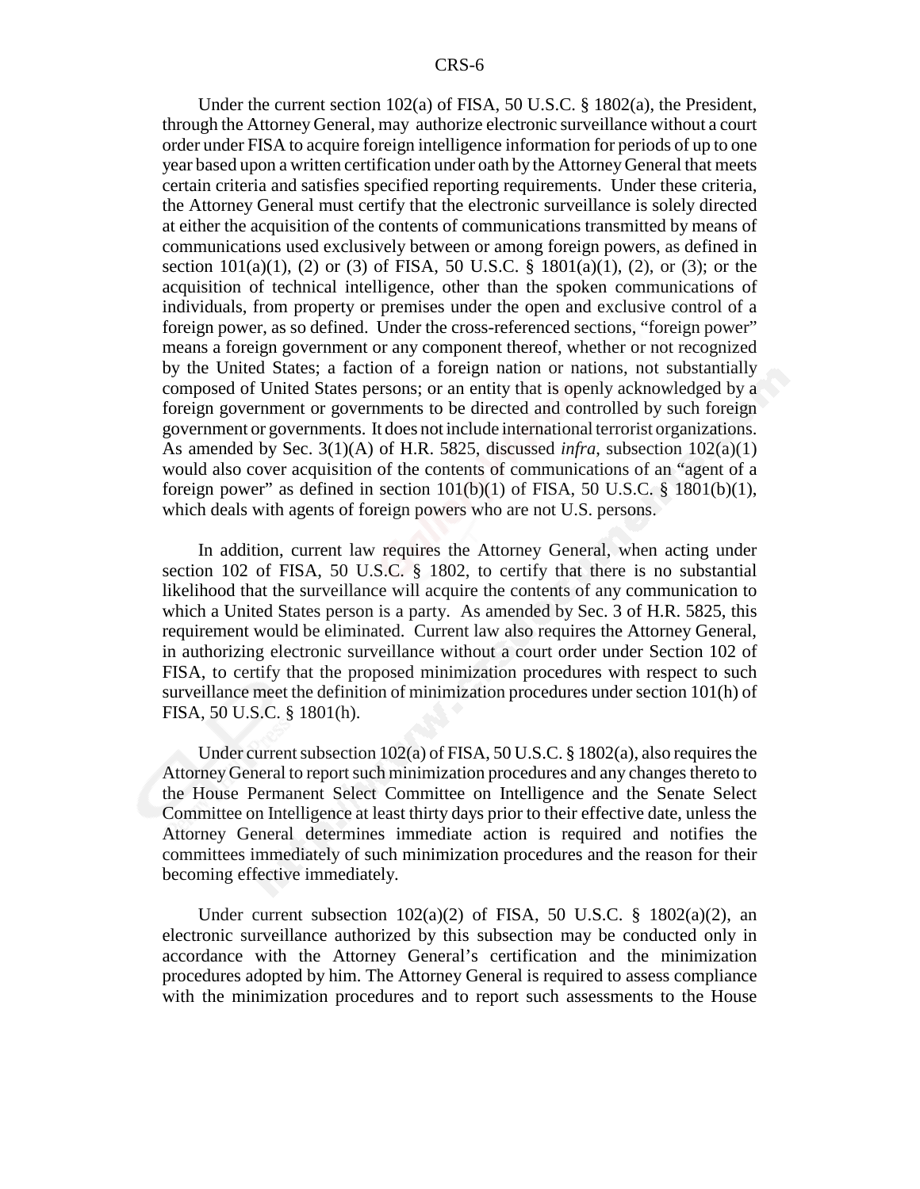Under the current section 102(a) of FISA, 50 U.S.C. § 1802(a), the President, through the Attorney General, may authorize electronic surveillance without a court order under FISA to acquire foreign intelligence information for periods of up to one year based upon a written certification under oath by the Attorney General that meets certain criteria and satisfies specified reporting requirements. Under these criteria, the Attorney General must certify that the electronic surveillance is solely directed at either the acquisition of the contents of communications transmitted by means of communications used exclusively between or among foreign powers, as defined in section 101(a)(1), (2) or (3) of FISA, 50 U.S.C. § 1801(a)(1), (2), or (3); or the acquisition of technical intelligence, other than the spoken communications of individuals, from property or premises under the open and exclusive control of a foreign power, as so defined. Under the cross-referenced sections, "foreign power" means a foreign government or any component thereof, whether or not recognized by the United States; a faction of a foreign nation or nations, not substantially composed of United States persons; or an entity that is openly acknowledged by a foreign government or governments to be directed and controlled by such foreign government or governments. It does not include international terrorist organizations. As amended by Sec. 3(1)(A) of H.R. 5825, discussed *infra*, subsection 102(a)(1) would also cover acquisition of the contents of communications of an "agent of a foreign power" as defined in section 101(b)(1) of FISA, 50 U.S.C. § 1801(b)(1), which deals with agents of foreign powers who are not U.S. persons.

In addition, current law requires the Attorney General, when acting under section 102 of FISA, 50 U.S.C. § 1802, to certify that there is no substantial likelihood that the surveillance will acquire the contents of any communication to which a United States person is a party. As amended by Sec. 3 of H.R. 5825, this requirement would be eliminated. Current law also requires the Attorney General, in authorizing electronic surveillance without a court order under Section 102 of FISA, to certify that the proposed minimization procedures with respect to such surveillance meet the definition of minimization procedures under section 101(h) of FISA, 50 U.S.C. § 1801(h).

Under current subsection 102(a) of FISA, 50 U.S.C. § 1802(a), also requires the Attorney General to report such minimization procedures and any changes thereto to the House Permanent Select Committee on Intelligence and the Senate Select Committee on Intelligence at least thirty days prior to their effective date, unless the Attorney General determines immediate action is required and notifies the committees immediately of such minimization procedures and the reason for their becoming effective immediately.

Under current subsection 102(a)(2) of FISA, 50 U.S.C. § 1802(a)(2), an electronic surveillance authorized by this subsection may be conducted only in accordance with the Attorney General's certification and the minimization procedures adopted by him. The Attorney General is required to assess compliance with the minimization procedures and to report such assessments to the House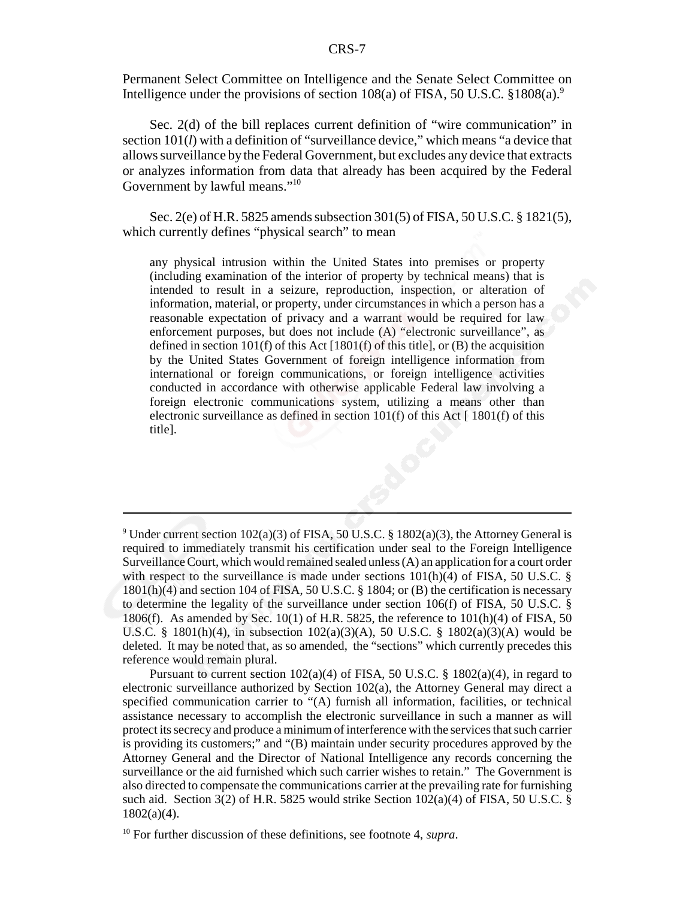Permanent Select Committee on Intelligence and the Senate Select Committee on Intelligence under the provisions of section 108(a) of FISA, 50 U.S.C. §1808(a).[9]

Sec. 2(d) of the bill replaces current definition of "wire communication" in section 101(*l*) with a definition of "surveillance device," which means "a device that allows surveillance by the Federal Government, but excludes any device that extracts or analyzes information from data that already has been acquired by the Federal Government by lawful means."[10]

Sec. 2(e) of H.R. 5825 amends subsection 301(5) of FISA, 50 U.S.C. § 1821(5), which currently defines "physical search" to mean

> any physical intrusion within the United States into premises or property (including examination of the interior of property by technical means) that is intended to result in a seizure, reproduction, inspection, or alteration of information, material, or property, under circumstances in which a person has a reasonable expectation of privacy and a warrant would be required for law enforcement purposes, but does not include (A) "electronic surveillance", as defined in section 101(f) of this Act [1801(f) of this title], or (B) the acquisition by the United States Government of foreign intelligence information from international or foreign communications, or foreign intelligence activities conducted in accordance with otherwise applicable Federal law involving a foreign electronic communications system, utilizing a means other than electronic surveillance as defined in section 101(f) of this Act [ 1801(f) of this title].

---

[9] Under current section 102(a)(3) of FISA, 50 U.S.C. § 1802(a)(3), the Attorney General is required to immediately transmit his certification under seal to the Foreign Intelligence Surveillance Court, which would remained sealed unless (A) an application for a court order with respect to the surveillance is made under sections 101(h)(4) of FISA, 50 U.S.C. § 1801(h)(4) and section 104 of FISA, 50 U.S.C. § 1804; or (B) the certification is necessary to determine the legality of the surveillance under section 106(f) of FISA, 50 U.S.C. § 1806(f). As amended by Sec. 10(1) of H.R. 5825, the reference to 101(h)(4) of FISA, 50 U.S.C. § 1801(h)(4), in subsection 102(a)(3)(A), 50 U.S.C. § 1802(a)(3)(A) would be deleted. It may be noted that, as so amended, the "sections" which currently precedes this reference would remain plural.

Pursuant to current section 102(a)(4) of FISA, 50 U.S.C. § 1802(a)(4), in regard to electronic surveillance authorized by Section 102(a), the Attorney General may direct a specified communication carrier to "(A) furnish all information, facilities, or technical assistance necessary to accomplish the electronic surveillance in such a manner as will protect its secrecy and produce a minimum of interference with the services that such carrier is providing its customers;" and "(B) maintain under security procedures approved by the Attorney General and the Director of National Intelligence any records concerning the surveillance or the aid furnished which such carrier wishes to retain." The Government is also directed to compensate the communications carrier at the prevailing rate for furnishing such aid. Section 3(2) of H.R. 5825 would strike Section 102(a)(4) of FISA, 50 U.S.C. § 1802(a)(4).

[10] For further discussion of these definitions, see footnote 4, *supra*.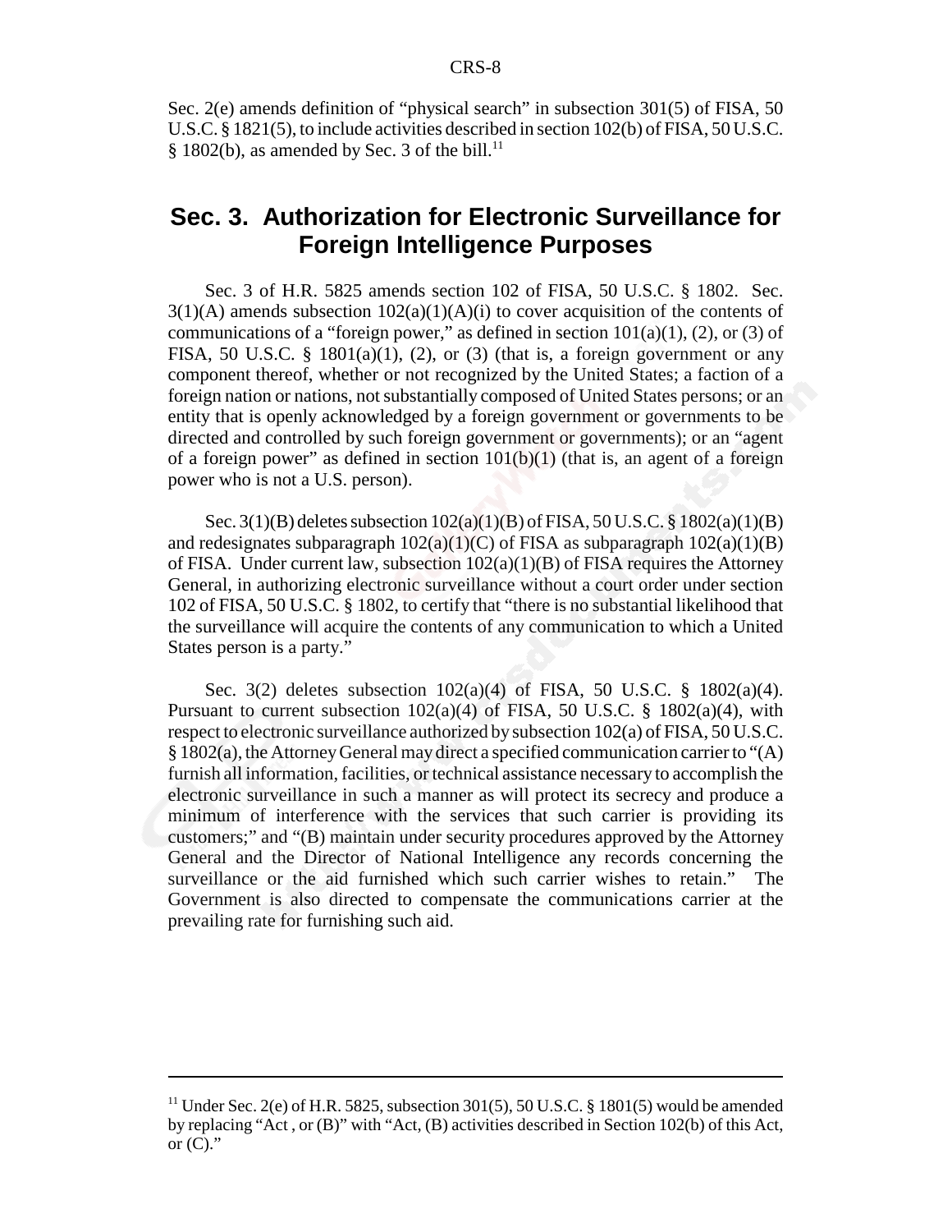Sec. 2(e) amends definition of "physical search" in subsection 301(5) of FISA, 50 U.S.C. § 1821(5), to include activities described in section 102(b) of FISA, 50 U.S.C. § 1802(b), as amended by Sec. 3 of the bill.[11]

## Sec. 3. Authorization for Electronic Surveillance for Foreign Intelligence Purposes

Sec. 3 of H.R. 5825 amends section 102 of FISA, 50 U.S.C. § 1802. Sec. 3(1)(A) amends subsection 102(a)(1)(A)(i) to cover acquisition of the contents of communications of a "foreign power," as defined in section 101(a)(1), (2), or (3) of FISA, 50 U.S.C. § 1801(a)(1), (2), or (3) (that is, a foreign government or any component thereof, whether or not recognized by the United States; a faction of a foreign nation or nations, not substantially composed of United States persons; or an entity that is openly acknowledged by a foreign government or governments to be directed and controlled by such foreign government or governments); or an "agent of a foreign power" as defined in section 101(b)(1) (that is, an agent of a foreign power who is not a U.S. person).

Sec. 3(1)(B) deletes subsection 102(a)(1)(B) of FISA, 50 U.S.C. § 1802(a)(1)(B) and redesignates subparagraph 102(a)(1)(C) of FISA as subparagraph 102(a)(1)(B) of FISA. Under current law, subsection 102(a)(1)(B) of FISA requires the Attorney General, in authorizing electronic surveillance without a court order under section 102 of FISA, 50 U.S.C. § 1802, to certify that "there is no substantial likelihood that the surveillance will acquire the contents of any communication to which a United States person is a party."

Sec. 3(2) deletes subsection 102(a)(4) of FISA, 50 U.S.C. § 1802(a)(4). Pursuant to current subsection 102(a)(4) of FISA, 50 U.S.C. § 1802(a)(4), with respect to electronic surveillance authorized by subsection 102(a) of FISA, 50 U.S.C. § 1802(a), the Attorney General may direct a specified communication carrier to "(A) furnish all information, facilities, or technical assistance necessary to accomplish the electronic surveillance in such a manner as will protect its secrecy and produce a minimum of interference with the services that such carrier is providing its customers;" and "(B) maintain under security procedures approved by the Attorney General and the Director of National Intelligence any records concerning the surveillance or the aid furnished which such carrier wishes to retain." The Government is also directed to compensate the communications carrier at the prevailing rate for furnishing such aid.

---

[11] Under Sec. 2(e) of H.R. 5825, subsection 301(5), 50 U.S.C. § 1801(5) would be amended by replacing "Act , or (B)" with "Act, (B) activities described in Section 102(b) of this Act, or (C)."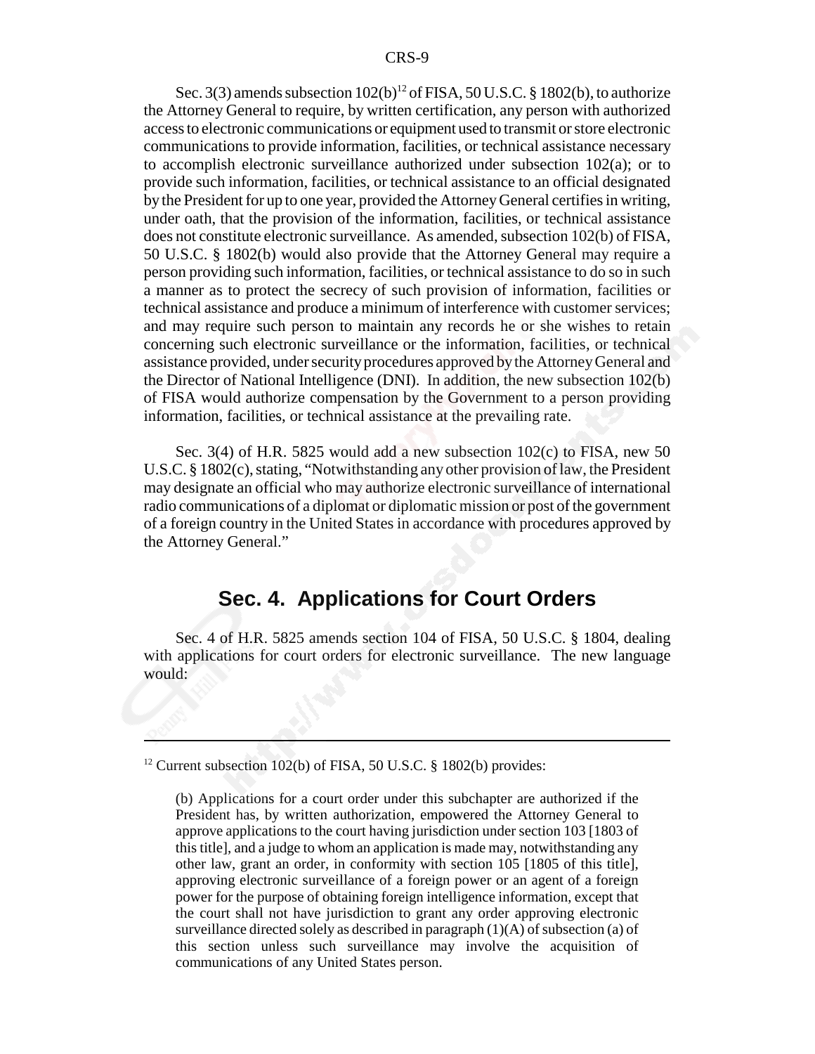Sec. 3(3) amends subsection 102(b)[12] of FISA, 50 U.S.C. § 1802(b), to authorize the Attorney General to require, by written certification, any person with authorized access to electronic communications or equipment used to transmit or store electronic communications to provide information, facilities, or technical assistance necessary to accomplish electronic surveillance authorized under subsection 102(a); or to provide such information, facilities, or technical assistance to an official designated by the President for up to one year, provided the Attorney General certifies in writing, under oath, that the provision of the information, facilities, or technical assistance does not constitute electronic surveillance. As amended, subsection 102(b) of FISA, 50 U.S.C. § 1802(b) would also provide that the Attorney General may require a person providing such information, facilities, or technical assistance to do so in such a manner as to protect the secrecy of such provision of information, facilities or technical assistance and produce a minimum of interference with customer services; and may require such person to maintain any records he or she wishes to retain concerning such electronic surveillance or the information, facilities, or technical assistance provided, under security procedures approved by the Attorney General and the Director of National Intelligence (DNI). In addition, the new subsection 102(b) of FISA would authorize compensation by the Government to a person providing information, facilities, or technical assistance at the prevailing rate.

Sec. 3(4) of H.R. 5825 would add a new subsection 102(c) to FISA, new 50 U.S.C. § 1802(c), stating, "Notwithstanding any other provision of law, the President may designate an official who may authorize electronic surveillance of international radio communications of a diplomat or diplomatic mission or post of the government of a foreign country in the United States in accordance with procedures approved by the Attorney General."

## Sec. 4. Applications for Court Orders

Sec. 4 of H.R. 5825 amends section 104 of FISA, 50 U.S.C. § 1804, dealing with applications for court orders for electronic surveillance. The new language would:

---

[12] Current subsection 102(b) of FISA, 50 U.S.C. § 1802(b) provides:

> (b) Applications for a court order under this subchapter are authorized if the President has, by written authorization, empowered the Attorney General to approve applications to the court having jurisdiction under section 103 [1803 of this title], and a judge to whom an application is made may, notwithstanding any other law, grant an order, in conformity with section 105 [1805 of this title], approving electronic surveillance of a foreign power or an agent of a foreign power for the purpose of obtaining foreign intelligence information, except that the court shall not have jurisdiction to grant any order approving electronic surveillance directed solely as described in paragraph (1)(A) of subsection (a) of this section unless such surveillance may involve the acquisition of communications of any United States person.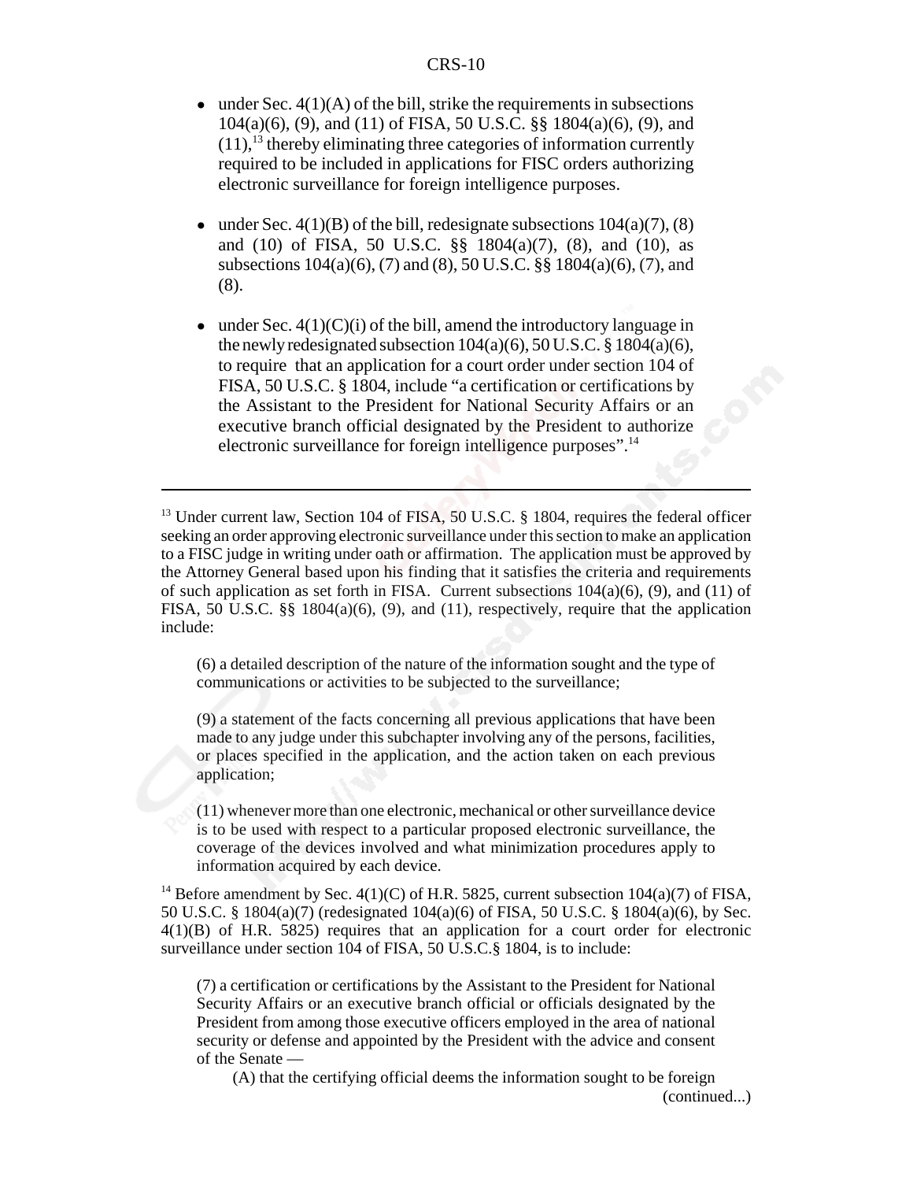- under Sec. 4(1)(A) of the bill, strike the requirements in subsections 104(a)(6), (9), and (11) of FISA, 50 U.S.C. §§ 1804(a)(6), (9), and (11),[13] thereby eliminating three categories of information currently required to be included in applications for FISC orders authorizing electronic surveillance for foreign intelligence purposes.

- under Sec. 4(1)(B) of the bill, redesignate subsections 104(a)(7), (8) and (10) of FISA, 50 U.S.C. §§ 1804(a)(7), (8), and (10), as subsections 104(a)(6), (7) and (8), 50 U.S.C. §§ 1804(a)(6), (7), and (8).

- under Sec. 4(1)(C)(i) of the bill, amend the introductory language in the newly redesignated subsection 104(a)(6), 50 U.S.C. § 1804(a)(6), to require that an application for a court order under section 104 of FISA, 50 U.S.C. § 1804, include "a certification or certifications by the Assistant to the President for National Security Affairs or an executive branch official designated by the President to authorize electronic surveillance for foreign intelligence purposes".[14]

---

[13] Under current law, Section 104 of FISA, 50 U.S.C. § 1804, requires the federal officer seeking an order approving electronic surveillance under this section to make an application to a FISC judge in writing under oath or affirmation. The application must be approved by the Attorney General based upon his finding that it satisfies the criteria and requirements of such application as set forth in FISA. Current subsections 104(a)(6), (9), and (11) of FISA, 50 U.S.C. §§ 1804(a)(6), (9), and (11), respectively, require that the application include:

> (6) a detailed description of the nature of the information sought and the type of communications or activities to be subjected to the surveillance;
>
> (9) a statement of the facts concerning all previous applications that have been made to any judge under this subchapter involving any of the persons, facilities, or places specified in the application, and the action taken on each previous application;
>
> (11) whenever more than one electronic, mechanical or other surveillance device is to be used with respect to a particular proposed electronic surveillance, the coverage of the devices involved and what minimization procedures apply to information acquired by each device.

[14] Before amendment by Sec. 4(1)(C) of H.R. 5825, current subsection 104(a)(7) of FISA, 50 U.S.C. § 1804(a)(7) (redesignated 104(a)(6) of FISA, 50 U.S.C. § 1804(a)(6), by Sec. 4(1)(B) of H.R. 5825) requires that an application for a court order for electronic surveillance under section 104 of FISA, 50 U.S.C.§ 1804, is to include:

> (7) a certification or certifications by the Assistant to the President for National Security Affairs or an executive branch official or officials designated by the President from among those executive officers employed in the area of national security or defense and appointed by the President with the advice and consent of the Senate —
>
> (A) that the certifying official deems the information sought to be foreign
>
> (continued...)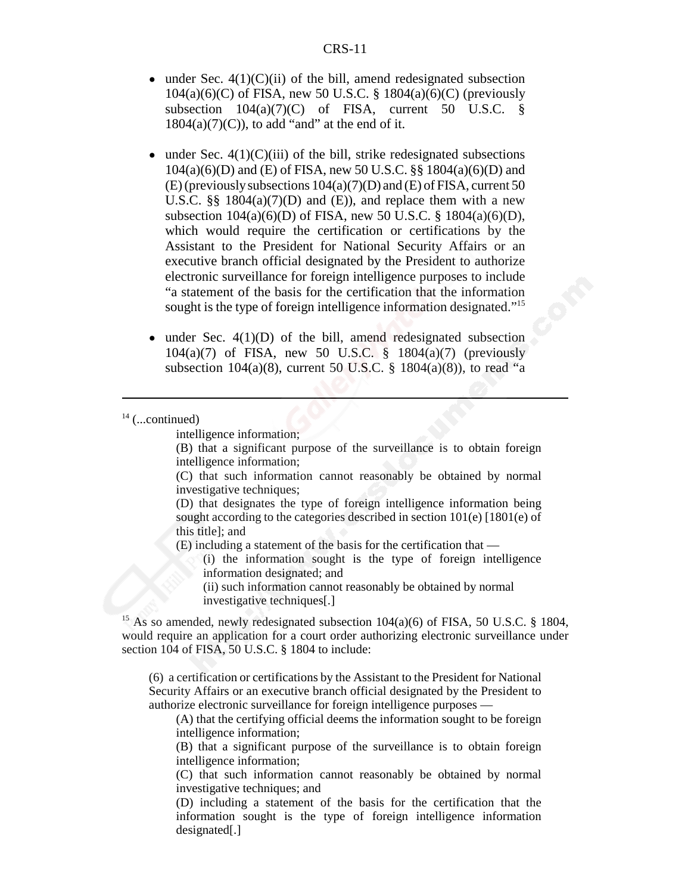- under Sec. 4(1)(C)(ii) of the bill, amend redesignated subsection 104(a)(6)(C) of FISA, new 50 U.S.C. § 1804(a)(6)(C) (previously subsection 104(a)(7)(C) of FISA, current 50 U.S.C. § 1804(a)(7)(C)), to add "and" at the end of it.

- under Sec. 4(1)(C)(iii) of the bill, strike redesignated subsections 104(a)(6)(D) and (E) of FISA, new 50 U.S.C. §§ 1804(a)(6)(D) and (E) (previously subsections 104(a)(7)(D) and (E) of FISA, current 50 U.S.C. §§ 1804(a)(7)(D) and (E)), and replace them with a new subsection 104(a)(6)(D) of FISA, new 50 U.S.C. § 1804(a)(6)(D), which would require the certification or certifications by the Assistant to the President for National Security Affairs or an executive branch official designated by the President to authorize electronic surveillance for foreign intelligence purposes to include "a statement of the basis for the certification that the information sought is the type of foreign intelligence information designated."[15]

- under Sec. 4(1)(D) of the bill, amend redesignated subsection 104(a)(7) of FISA, new 50 U.S.C. § 1804(a)(7) (previously subsection 104(a)(8), current 50 U.S.C. § 1804(a)(8)), to read "a

---

[14] (...continued)

> intelligence information;
>
> (B) that a significant purpose of the surveillance is to obtain foreign intelligence information;
>
> (C) that such information cannot reasonably be obtained by normal investigative techniques;
>
> (D) that designates the type of foreign intelligence information being sought according to the categories described in section 101(e) [1801(e) of this title]; and
>
> (E) including a statement of the basis for the certification that —
>
> (i) the information sought is the type of foreign intelligence information designated; and
>
> (ii) such information cannot reasonably be obtained by normal investigative techniques[.]

[15] As so amended, newly redesignated subsection 104(a)(6) of FISA, 50 U.S.C. § 1804, would require an application for a court order authorizing electronic surveillance under section 104 of FISA, 50 U.S.C. § 1804 to include:

> (6) a certification or certifications by the Assistant to the President for National Security Affairs or an executive branch official designated by the President to authorize electronic surveillance for foreign intelligence purposes —
>
> (A) that the certifying official deems the information sought to be foreign intelligence information;
>
> (B) that a significant purpose of the surveillance is to obtain foreign intelligence information;
>
> (C) that such information cannot reasonably be obtained by normal investigative techniques; and
>
> (D) including a statement of the basis for the certification that the information sought is the type of foreign intelligence information designated[.]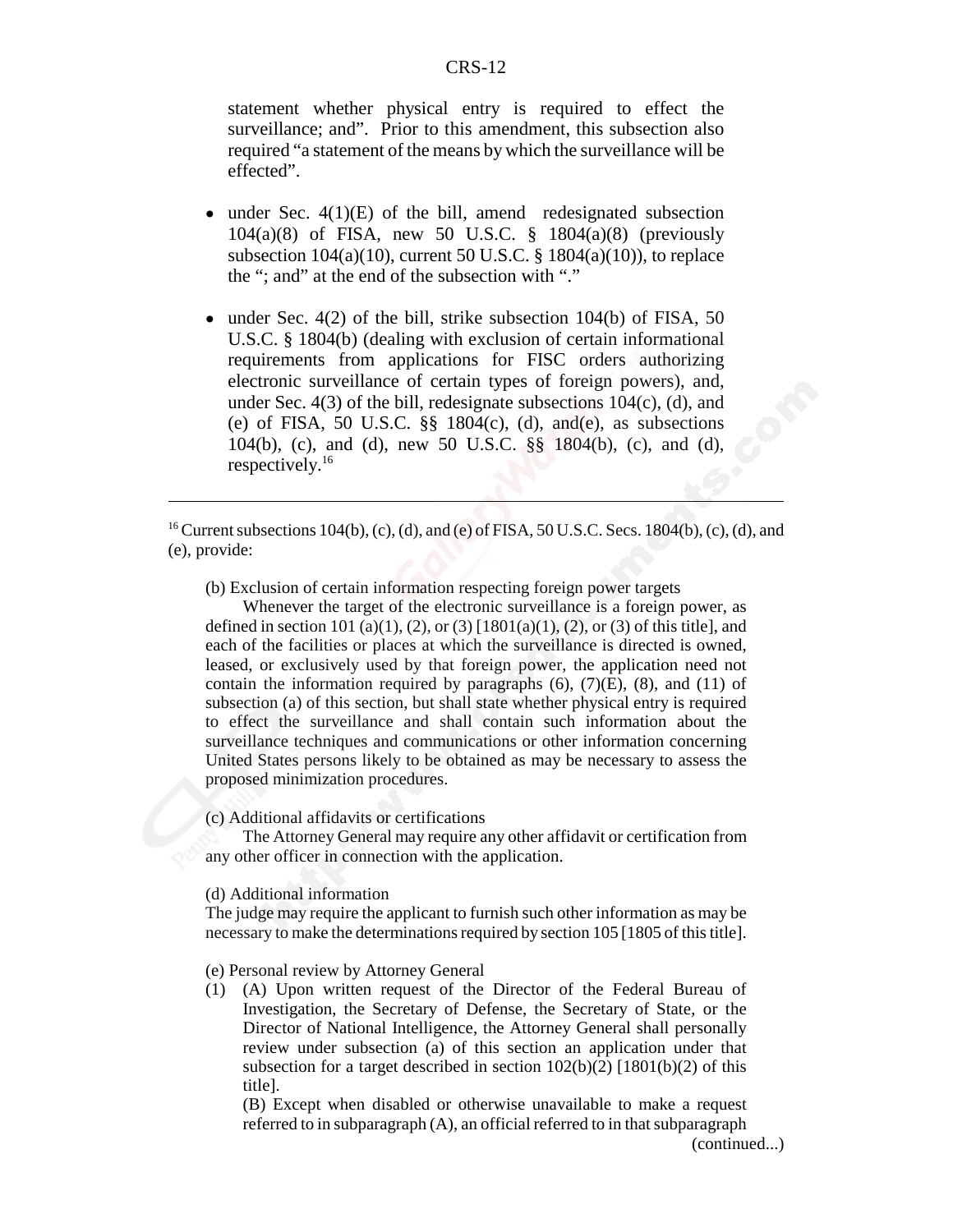statement whether physical entry is required to effect the surveillance; and". Prior to this amendment, this subsection also required "a statement of the means by which the surveillance will be effected".

- under Sec. 4(1)(E) of the bill, amend redesignated subsection 104(a)(8) of FISA, new 50 U.S.C. § 1804(a)(8) (previously subsection 104(a)(10), current 50 U.S.C. § 1804(a)(10)), to replace the "; and" at the end of the subsection with "."

- under Sec. 4(2) of the bill, strike subsection 104(b) of FISA, 50 U.S.C. § 1804(b) (dealing with exclusion of certain informational requirements from applications for FISC orders authorizing electronic surveillance of certain types of foreign powers), and, under Sec. 4(3) of the bill, redesignate subsections 104(c), (d), and (e) of FISA, 50 U.S.C. §§ 1804(c), (d), and(e), as subsections 104(b), (c), and (d), new 50 U.S.C. §§ 1804(b), (c), and (d), respectively.[16]

---

[16] Current subsections 104(b), (c), (d), and (e) of FISA, 50 U.S.C. Secs. 1804(b), (c), (d), and (e), provide:

(b) Exclusion of certain information respecting foreign power targets

Whenever the target of the electronic surveillance is a foreign power, as defined in section 101 (a)(1), (2), or (3) [1801(a)(1), (2), or (3) of this title], and each of the facilities or places at which the surveillance is directed is owned, leased, or exclusively used by that foreign power, the application need not contain the information required by paragraphs (6), (7)(E), (8), and (11) of subsection (a) of this section, but shall state whether physical entry is required to effect the surveillance and shall contain such information about the surveillance techniques and communications or other information concerning United States persons likely to be obtained as may be necessary to assess the proposed minimization procedures.

(c) Additional affidavits or certifications

The Attorney General may require any other affidavit or certification from any other officer in connection with the application.

(d) Additional information

The judge may require the applicant to furnish such other information as may be necessary to make the determinations required by section 105 [1805 of this title].

(e) Personal review by Attorney General

(1) (A) Upon written request of the Director of the Federal Bureau of Investigation, the Secretary of Defense, the Secretary of State, or the Director of National Intelligence, the Attorney General shall personally review under subsection (a) of this section an application under that subsection for a target described in section 102(b)(2) [1801(b)(2) of this title].

(B) Except when disabled or otherwise unavailable to make a request referred to in subparagraph (A), an official referred to in that subparagraph

(continued...)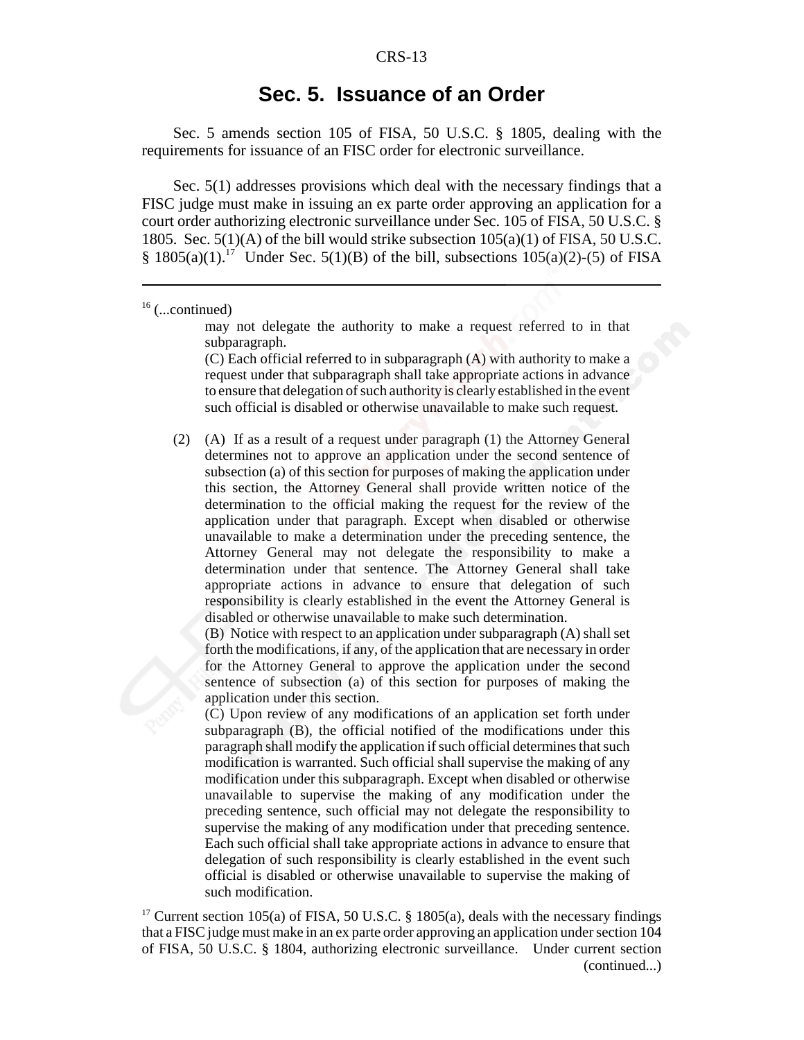## Sec. 5. Issuance of an Order

Sec. 5 amends section 105 of FISA, 50 U.S.C. § 1805, dealing with the requirements for issuance of an FISC order for electronic surveillance.

Sec. 5(1) addresses provisions which deal with the necessary findings that a FISC judge must make in issuing an ex parte order approving an application for a court order authorizing electronic surveillance under Sec. 105 of FISA, 50 U.S.C. § 1805. Sec. 5(1)(A) of the bill would strike subsection 105(a)(1) of FISA, 50 U.S.C. § 1805(a)(1).[17] Under Sec. 5(1)(B) of the bill, subsections 105(a)(2)-(5) of FISA

---

[16] (...continued)

> may not delegate the authority to make a request referred to in that subparagraph.
>
> (C) Each official referred to in subparagraph (A) with authority to make a request under that subparagraph shall take appropriate actions in advance to ensure that delegation of such authority is clearly established in the event such official is disabled or otherwise unavailable to make such request.
>
> (2) (A) If as a result of a request under paragraph (1) the Attorney General determines not to approve an application under the second sentence of subsection (a) of this section for purposes of making the application under this section, the Attorney General shall provide written notice of the determination to the official making the request for the review of the application under that paragraph. Except when disabled or otherwise unavailable to make a determination under the preceding sentence, the Attorney General may not delegate the responsibility to make a determination under that sentence. The Attorney General shall take appropriate actions in advance to ensure that delegation of such responsibility is clearly established in the event the Attorney General is disabled or otherwise unavailable to make such determination.
>
> (B) Notice with respect to an application under subparagraph (A) shall set forth the modifications, if any, of the application that are necessary in order for the Attorney General to approve the application under the second sentence of subsection (a) of this section for purposes of making the application under this section.
>
> (C) Upon review of any modifications of an application set forth under subparagraph (B), the official notified of the modifications under this paragraph shall modify the application if such official determines that such modification is warranted. Such official shall supervise the making of any modification under this subparagraph. Except when disabled or otherwise unavailable to supervise the making of any modification under the preceding sentence, such official may not delegate the responsibility to supervise the making of any modification under that preceding sentence. Each such official shall take appropriate actions in advance to ensure that delegation of such responsibility is clearly established in the event such official is disabled or otherwise unavailable to supervise the making of such modification.

[17] Current section 105(a) of FISA, 50 U.S.C. § 1805(a), deals with the necessary findings that a FISC judge must make in an ex parte order approving an application under section 104 of FISA, 50 U.S.C. § 1804, authorizing electronic surveillance. Under current section (continued...)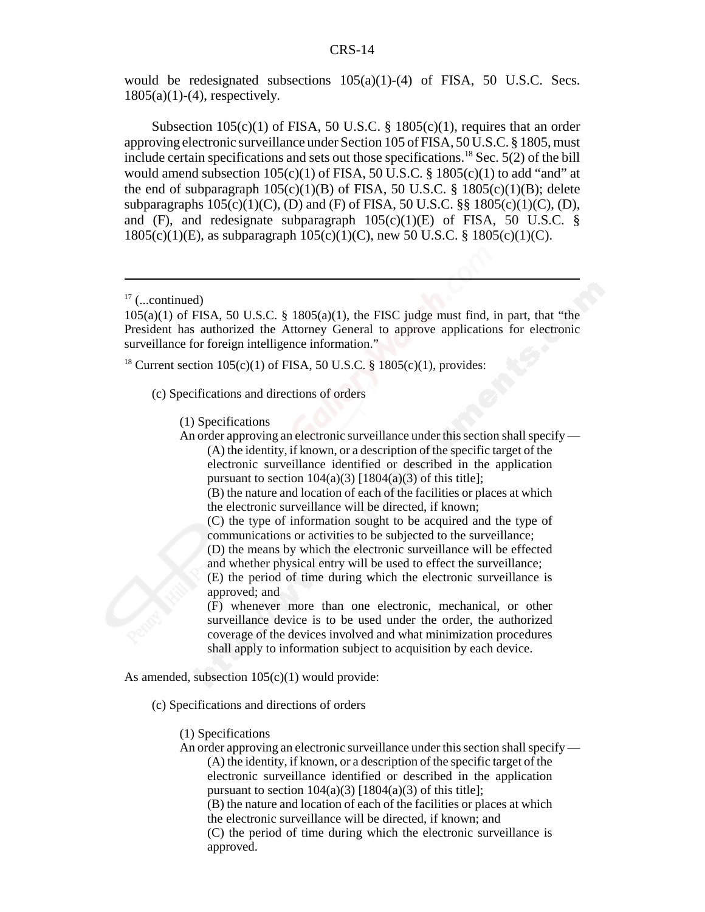would be redesignated subsections 105(a)(1)-(4) of FISA, 50 U.S.C. Secs. 1805(a)(1)-(4), respectively.

Subsection 105(c)(1) of FISA, 50 U.S.C. § 1805(c)(1), requires that an order approving electronic surveillance under Section 105 of FISA, 50 U.S.C. § 1805, must include certain specifications and sets out those specifications.[18] Sec. 5(2) of the bill would amend subsection 105(c)(1) of FISA, 50 U.S.C. § 1805(c)(1) to add "and" at the end of subparagraph 105(c)(1)(B) of FISA, 50 U.S.C. § 1805(c)(1)(B); delete subparagraphs 105(c)(1)(C), (D) and (F) of FISA, 50 U.S.C. §§ 1805(c)(1)(C), (D), and (F), and redesignate subparagraph 105(c)(1)(E) of FISA, 50 U.S.C. § 1805(c)(1)(E), as subparagraph 105(c)(1)(C), new 50 U.S.C. § 1805(c)(1)(C).

---

[17] (...continued)
105(a)(1) of FISA, 50 U.S.C. § 1805(a)(1), the FISC judge must find, in part, that "the President has authorized the Attorney General to approve applications for electronic surveillance for foreign intelligence information."

[18] Current section 105(c)(1) of FISA, 50 U.S.C. § 1805(c)(1), provides:

> (c) Specifications and directions of orders
>
> (1) Specifications
> An order approving an electronic surveillance under this section shall specify —
> (A) the identity, if known, or a description of the specific target of the electronic surveillance identified or described in the application pursuant to section 104(a)(3) [1804(a)(3) of this title];
> (B) the nature and location of each of the facilities or places at which the electronic surveillance will be directed, if known;
> (C) the type of information sought to be acquired and the type of communications or activities to be subjected to the surveillance;
> (D) the means by which the electronic surveillance will be effected and whether physical entry will be used to effect the surveillance;
> (E) the period of time during which the electronic surveillance is approved; and
> (F) whenever more than one electronic, mechanical, or other surveillance device is to be used under the order, the authorized coverage of the devices involved and what minimization procedures shall apply to information subject to acquisition by each device.

As amended, subsection 105(c)(1) would provide:

> (c) Specifications and directions of orders
>
> (1) Specifications
> An order approving an electronic surveillance under this section shall specify —
> (A) the identity, if known, or a description of the specific target of the electronic surveillance identified or described in the application pursuant to section 104(a)(3) [1804(a)(3) of this title];
> (B) the nature and location of each of the facilities or places at which the electronic surveillance will be directed, if known; and
> (C) the period of time during which the electronic surveillance is approved.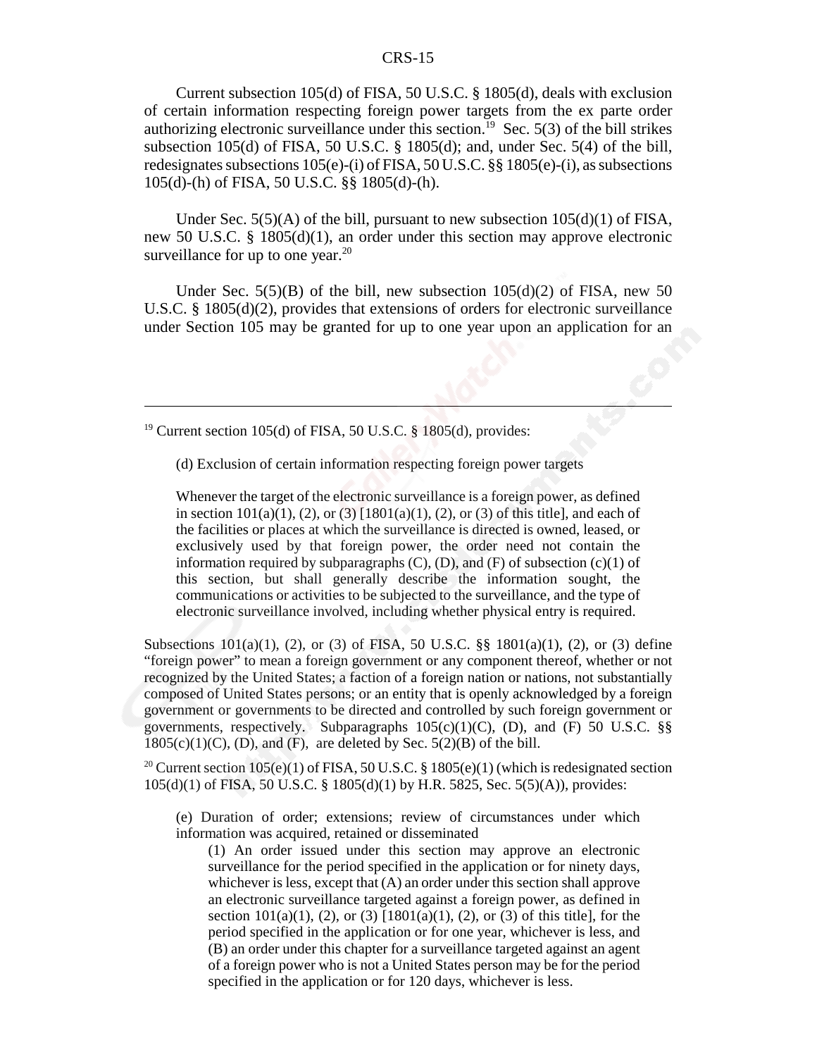Current subsection 105(d) of FISA, 50 U.S.C. § 1805(d), deals with exclusion of certain information respecting foreign power targets from the ex parte order authorizing electronic surveillance under this section.[19] Sec. 5(3) of the bill strikes subsection 105(d) of FISA, 50 U.S.C. § 1805(d); and, under Sec. 5(4) of the bill, redesignates subsections 105(e)-(i) of FISA, 50 U.S.C. §§ 1805(e)-(i), as subsections 105(d)-(h) of FISA, 50 U.S.C. §§ 1805(d)-(h).

Under Sec. 5(5)(A) of the bill, pursuant to new subsection 105(d)(1) of FISA, new 50 U.S.C. § 1805(d)(1), an order under this section may approve electronic surveillance for up to one year.[20]

Under Sec. 5(5)(B) of the bill, new subsection 105(d)(2) of FISA, new 50 U.S.C. § 1805(d)(2), provides that extensions of orders for electronic surveillance under Section 105 may be granted for up to one year upon an application for an

---

[19] Current section 105(d) of FISA, 50 U.S.C. § 1805(d), provides:

> (d) Exclusion of certain information respecting foreign power targets
>
> Whenever the target of the electronic surveillance is a foreign power, as defined in section 101(a)(1), (2), or (3) [1801(a)(1), (2), or (3) of this title], and each of the facilities or places at which the surveillance is directed is owned, leased, or exclusively used by that foreign power, the order need not contain the information required by subparagraphs (C), (D), and (F) of subsection (c)(1) of this section, but shall generally describe the information sought, the communications or activities to be subjected to the surveillance, and the type of electronic surveillance involved, including whether physical entry is required.

Subsections 101(a)(1), (2), or (3) of FISA, 50 U.S.C. §§ 1801(a)(1), (2), or (3) define "foreign power" to mean a foreign government or any component thereof, whether or not recognized by the United States; a faction of a foreign nation or nations, not substantially composed of United States persons; or an entity that is openly acknowledged by a foreign government or governments to be directed and controlled by such foreign government or governments, respectively. Subparagraphs 105(c)(1)(C), (D), and (F) 50 U.S.C. §§ 1805(c)(1)(C), (D), and (F), are deleted by Sec. 5(2)(B) of the bill.

[20] Current section 105(e)(1) of FISA, 50 U.S.C. § 1805(e)(1) (which is redesignated section 105(d)(1) of FISA, 50 U.S.C. § 1805(d)(1) by H.R. 5825, Sec. 5(5)(A)), provides:

> (e) Duration of order; extensions; review of circumstances under which information was acquired, retained or disseminated
>
> (1) An order issued under this section may approve an electronic surveillance for the period specified in the application or for ninety days, whichever is less, except that (A) an order under this section shall approve an electronic surveillance targeted against a foreign power, as defined in section 101(a)(1), (2), or (3) [1801(a)(1), (2), or (3) of this title], for the period specified in the application or for one year, whichever is less, and (B) an order under this chapter for a surveillance targeted against an agent of a foreign power who is not a United States person may be for the period specified in the application or for 120 days, whichever is less.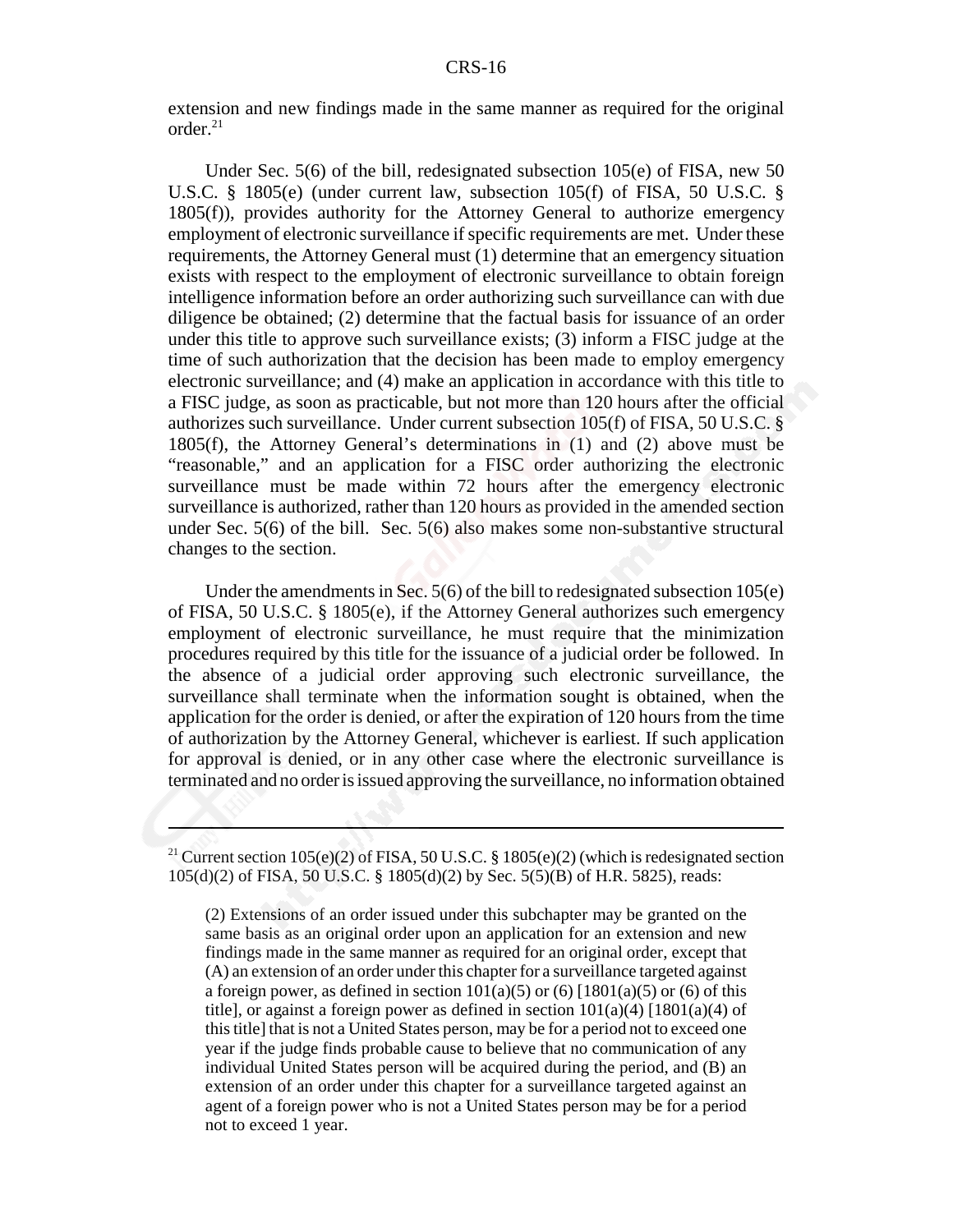extension and new findings made in the same manner as required for the original order.[21]

Under Sec. 5(6) of the bill, redesignated subsection 105(e) of FISA, new 50 U.S.C. § 1805(e) (under current law, subsection 105(f) of FISA, 50 U.S.C. § 1805(f)), provides authority for the Attorney General to authorize emergency employment of electronic surveillance if specific requirements are met. Under these requirements, the Attorney General must (1) determine that an emergency situation exists with respect to the employment of electronic surveillance to obtain foreign intelligence information before an order authorizing such surveillance can with due diligence be obtained; (2) determine that the factual basis for issuance of an order under this title to approve such surveillance exists; (3) inform a FISC judge at the time of such authorization that the decision has been made to employ emergency electronic surveillance; and (4) make an application in accordance with this title to a FISC judge, as soon as practicable, but not more than 120 hours after the official authorizes such surveillance. Under current subsection 105(f) of FISA, 50 U.S.C. § 1805(f), the Attorney General's determinations in (1) and (2) above must be "reasonable," and an application for a FISC order authorizing the electronic surveillance must be made within 72 hours after the emergency electronic surveillance is authorized, rather than 120 hours as provided in the amended section under Sec. 5(6) of the bill. Sec. 5(6) also makes some non-substantive structural changes to the section.

Under the amendments in Sec. 5(6) of the bill to redesignated subsection 105(e) of FISA, 50 U.S.C. § 1805(e), if the Attorney General authorizes such emergency employment of electronic surveillance, he must require that the minimization procedures required by this title for the issuance of a judicial order be followed. In the absence of a judicial order approving such electronic surveillance, the surveillance shall terminate when the information sought is obtained, when the application for the order is denied, or after the expiration of 120 hours from the time of authorization by the Attorney General, whichever is earliest. If such application for approval is denied, or in any other case where the electronic surveillance is terminated and no order is issued approving the surveillance, no information obtained

---

[21] Current section 105(e)(2) of FISA, 50 U.S.C. § 1805(e)(2) (which is redesignated section 105(d)(2) of FISA, 50 U.S.C. § 1805(d)(2) by Sec. 5(5)(B) of H.R. 5825), reads:

> (2) Extensions of an order issued under this subchapter may be granted on the same basis as an original order upon an application for an extension and new findings made in the same manner as required for an original order, except that (A) an extension of an order under this chapter for a surveillance targeted against a foreign power, as defined in section 101(a)(5) or (6) [1801(a)(5) or (6) of this title], or against a foreign power as defined in section 101(a)(4) [1801(a)(4) of this title] that is not a United States person, may be for a period not to exceed one year if the judge finds probable cause to believe that no communication of any individual United States person will be acquired during the period, and (B) an extension of an order under this chapter for a surveillance targeted against an agent of a foreign power who is not a United States person may be for a period not to exceed 1 year.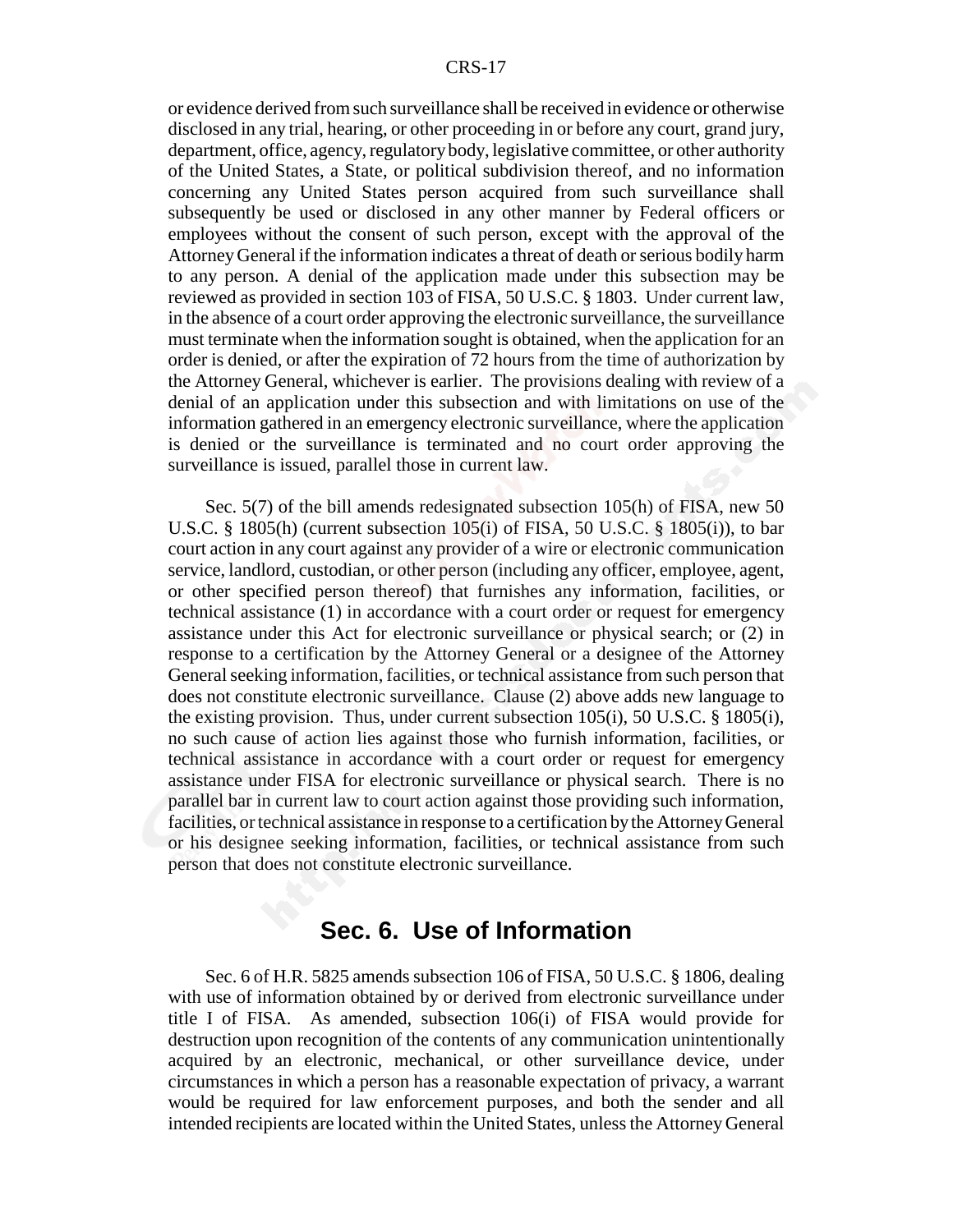or evidence derived from such surveillance shall be received in evidence or otherwise disclosed in any trial, hearing, or other proceeding in or before any court, grand jury, department, office, agency, regulatory body, legislative committee, or other authority of the United States, a State, or political subdivision thereof, and no information concerning any United States person acquired from such surveillance shall subsequently be used or disclosed in any other manner by Federal officers or employees without the consent of such person, except with the approval of the Attorney General if the information indicates a threat of death or serious bodily harm to any person. A denial of the application made under this subsection may be reviewed as provided in section 103 of FISA, 50 U.S.C. § 1803. Under current law, in the absence of a court order approving the electronic surveillance, the surveillance must terminate when the information sought is obtained, when the application for an order is denied, or after the expiration of 72 hours from the time of authorization by the Attorney General, whichever is earlier. The provisions dealing with review of a denial of an application under this subsection and with limitations on use of the information gathered in an emergency electronic surveillance, where the application is denied or the surveillance is terminated and no court order approving the surveillance is issued, parallel those in current law.

Sec. 5(7) of the bill amends redesignated subsection 105(h) of FISA, new 50 U.S.C. § 1805(h) (current subsection 105(i) of FISA, 50 U.S.C. § 1805(i)), to bar court action in any court against any provider of a wire or electronic communication service, landlord, custodian, or other person (including any officer, employee, agent, or other specified person thereof) that furnishes any information, facilities, or technical assistance (1) in accordance with a court order or request for emergency assistance under this Act for electronic surveillance or physical search; or (2) in response to a certification by the Attorney General or a designee of the Attorney General seeking information, facilities, or technical assistance from such person that does not constitute electronic surveillance. Clause (2) above adds new language to the existing provision. Thus, under current subsection 105(i), 50 U.S.C. § 1805(i), no such cause of action lies against those who furnish information, facilities, or technical assistance in accordance with a court order or request for emergency assistance under FISA for electronic surveillance or physical search. There is no parallel bar in current law to court action against those providing such information, facilities, or technical assistance in response to a certification by the Attorney General or his designee seeking information, facilities, or technical assistance from such person that does not constitute electronic surveillance.

## Sec. 6. Use of Information

Sec. 6 of H.R. 5825 amends subsection 106 of FISA, 50 U.S.C. § 1806, dealing with use of information obtained by or derived from electronic surveillance under title I of FISA. As amended, subsection 106(i) of FISA would provide for destruction upon recognition of the contents of any communication unintentionally acquired by an electronic, mechanical, or other surveillance device, under circumstances in which a person has a reasonable expectation of privacy, a warrant would be required for law enforcement purposes, and both the sender and all intended recipients are located within the United States, unless the Attorney General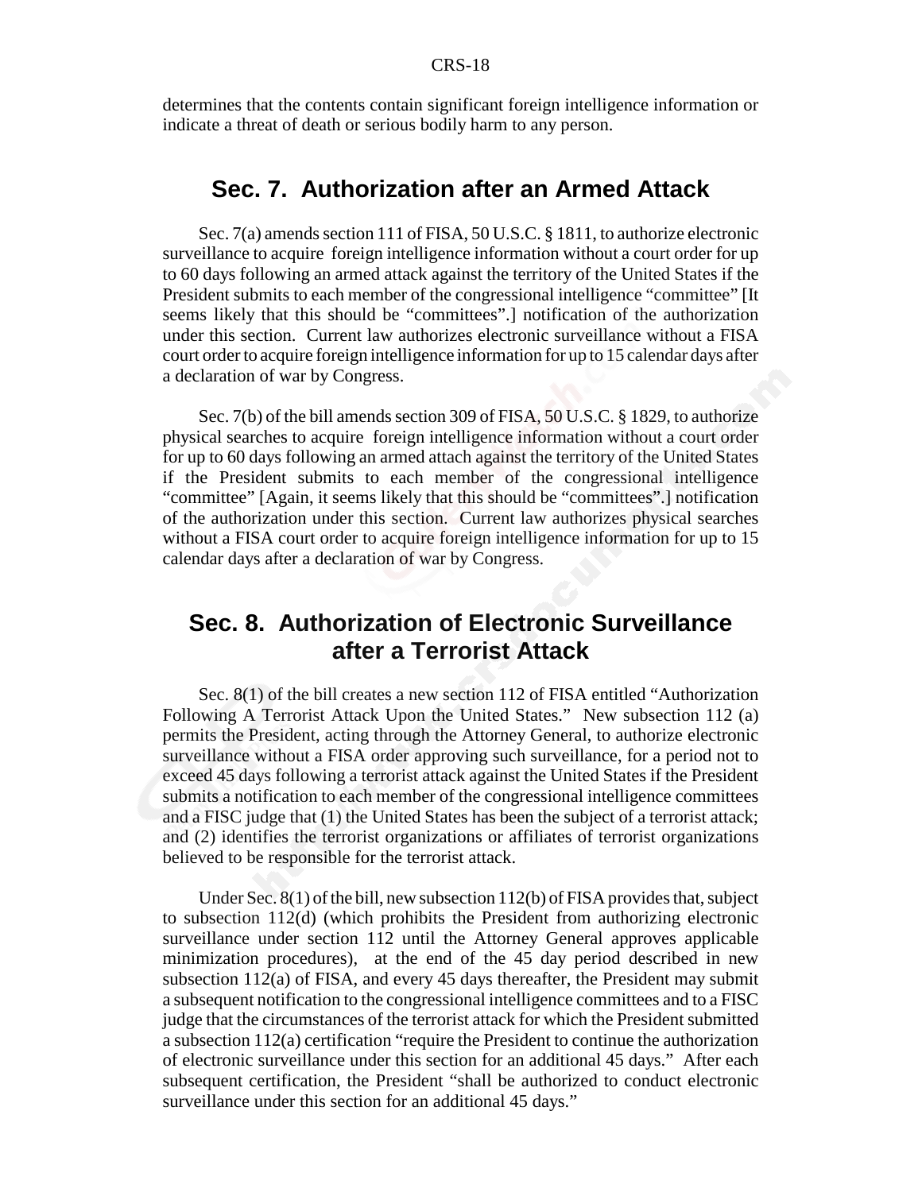determines that the contents contain significant foreign intelligence information or indicate a threat of death or serious bodily harm to any person.

## Sec. 7. Authorization after an Armed Attack

Sec. 7(a) amends section 111 of FISA, 50 U.S.C. § 1811, to authorize electronic surveillance to acquire foreign intelligence information without a court order for up to 60 days following an armed attack against the territory of the United States if the President submits to each member of the congressional intelligence "committee" [It seems likely that this should be "committees".] notification of the authorization under this section. Current law authorizes electronic surveillance without a FISA court order to acquire foreign intelligence information for up to 15 calendar days after a declaration of war by Congress.

Sec. 7(b) of the bill amends section 309 of FISA, 50 U.S.C. § 1829, to authorize physical searches to acquire foreign intelligence information without a court order for up to 60 days following an armed attach against the territory of the United States if the President submits to each member of the congressional intelligence "committee" [Again, it seems likely that this should be "committees".] notification of the authorization under this section. Current law authorizes physical searches without a FISA court order to acquire foreign intelligence information for up to 15 calendar days after a declaration of war by Congress.

## Sec. 8. Authorization of Electronic Surveillance after a Terrorist Attack

Sec. 8(1) of the bill creates a new section 112 of FISA entitled "Authorization Following A Terrorist Attack Upon the United States." New subsection 112 (a) permits the President, acting through the Attorney General, to authorize electronic surveillance without a FISA order approving such surveillance, for a period not to exceed 45 days following a terrorist attack against the United States if the President submits a notification to each member of the congressional intelligence committees and a FISC judge that (1) the United States has been the subject of a terrorist attack; and (2) identifies the terrorist organizations or affiliates of terrorist organizations believed to be responsible for the terrorist attack.

Under Sec. 8(1) of the bill, new subsection 112(b) of FISA provides that, subject to subsection 112(d) (which prohibits the President from authorizing electronic surveillance under section 112 until the Attorney General approves applicable minimization procedures), at the end of the 45 day period described in new subsection 112(a) of FISA, and every 45 days thereafter, the President may submit a subsequent notification to the congressional intelligence committees and to a FISC judge that the circumstances of the terrorist attack for which the President submitted a subsection 112(a) certification "require the President to continue the authorization of electronic surveillance under this section for an additional 45 days." After each subsequent certification, the President "shall be authorized to conduct electronic surveillance under this section for an additional 45 days."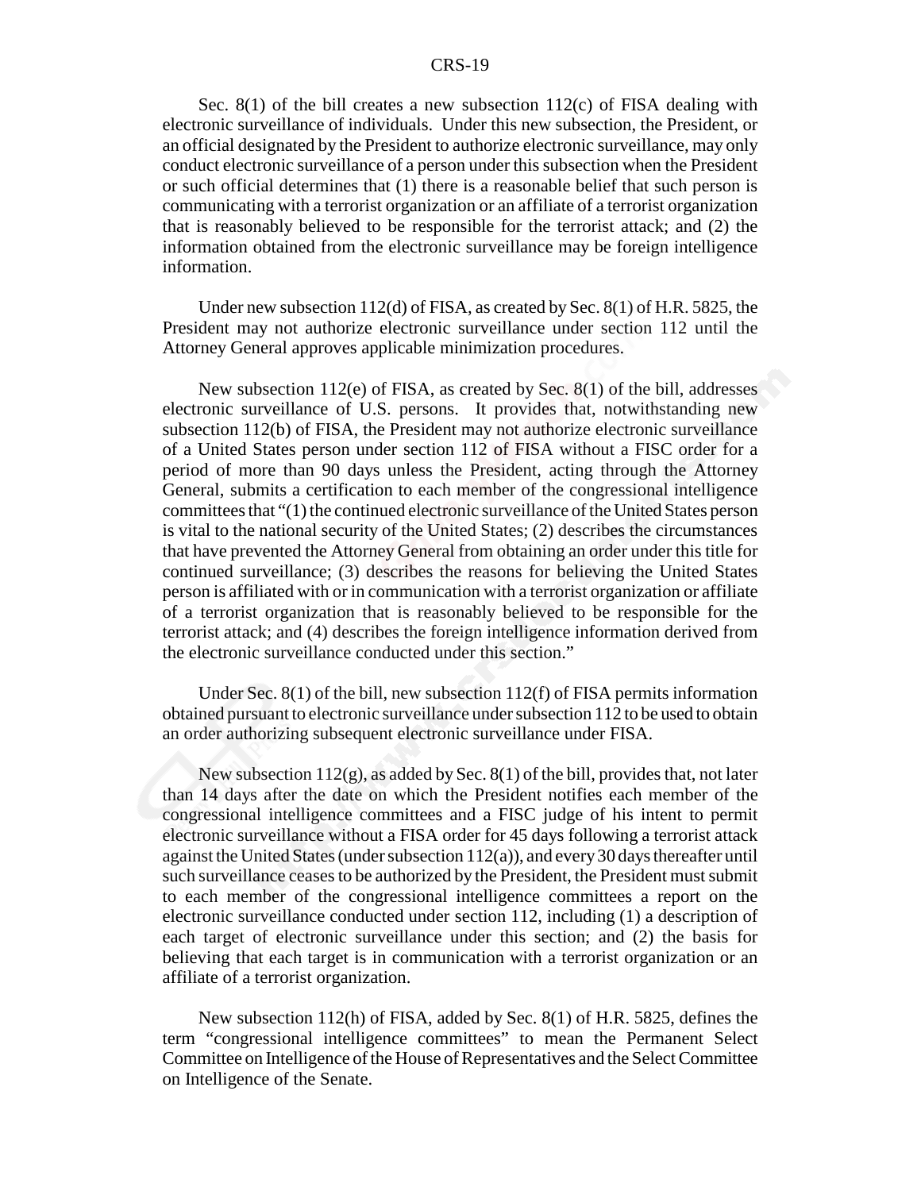Sec. 8(1) of the bill creates a new subsection 112(c) of FISA dealing with electronic surveillance of individuals. Under this new subsection, the President, or an official designated by the President to authorize electronic surveillance, may only conduct electronic surveillance of a person under this subsection when the President or such official determines that (1) there is a reasonable belief that such person is communicating with a terrorist organization or an affiliate of a terrorist organization that is reasonably believed to be responsible for the terrorist attack; and (2) the information obtained from the electronic surveillance may be foreign intelligence information.

Under new subsection 112(d) of FISA, as created by Sec. 8(1) of H.R. 5825, the President may not authorize electronic surveillance under section 112 until the Attorney General approves applicable minimization procedures.

New subsection 112(e) of FISA, as created by Sec. 8(1) of the bill, addresses electronic surveillance of U.S. persons. It provides that, notwithstanding new subsection 112(b) of FISA, the President may not authorize electronic surveillance of a United States person under section 112 of FISA without a FISC order for a period of more than 90 days unless the President, acting through the Attorney General, submits a certification to each member of the congressional intelligence committees that "(1) the continued electronic surveillance of the United States person is vital to the national security of the United States; (2) describes the circumstances that have prevented the Attorney General from obtaining an order under this title for continued surveillance; (3) describes the reasons for believing the United States person is affiliated with or in communication with a terrorist organization or affiliate of a terrorist organization that is reasonably believed to be responsible for the terrorist attack; and (4) describes the foreign intelligence information derived from the electronic surveillance conducted under this section."

Under Sec. 8(1) of the bill, new subsection 112(f) of FISA permits information obtained pursuant to electronic surveillance under subsection 112 to be used to obtain an order authorizing subsequent electronic surveillance under FISA.

New subsection 112(g), as added by Sec. 8(1) of the bill, provides that, not later than 14 days after the date on which the President notifies each member of the congressional intelligence committees and a FISC judge of his intent to permit electronic surveillance without a FISA order for 45 days following a terrorist attack against the United States (under subsection 112(a)), and every 30 days thereafter until such surveillance ceases to be authorized by the President, the President must submit to each member of the congressional intelligence committees a report on the electronic surveillance conducted under section 112, including (1) a description of each target of electronic surveillance under this section; and (2) the basis for believing that each target is in communication with a terrorist organization or an affiliate of a terrorist organization.

New subsection 112(h) of FISA, added by Sec. 8(1) of H.R. 5825, defines the term "congressional intelligence committees" to mean the Permanent Select Committee on Intelligence of the House of Representatives and the Select Committee on Intelligence of the Senate.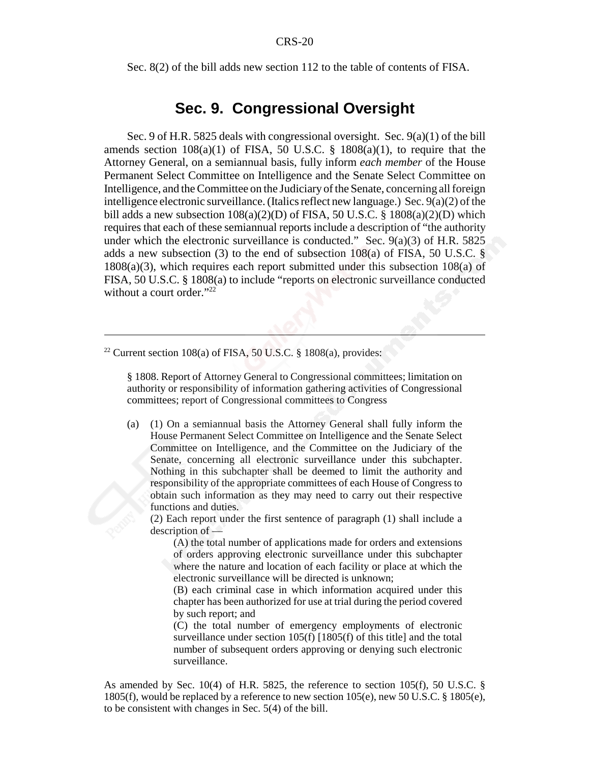Sec. 8(2) of the bill adds new section 112 to the table of contents of FISA.

## Sec. 9. Congressional Oversight

Sec. 9 of H.R. 5825 deals with congressional oversight. Sec. 9(a)(1) of the bill amends section 108(a)(1) of FISA, 50 U.S.C. § 1808(a)(1), to require that the Attorney General, on a semiannual basis, fully inform *each member* of the House Permanent Select Committee on Intelligence and the Senate Select Committee on Intelligence, and the Committee on the Judiciary of the Senate, concerning all foreign intelligence electronic surveillance. (Italics reflect new language.) Sec. 9(a)(2) of the bill adds a new subsection 108(a)(2)(D) of FISA, 50 U.S.C. § 1808(a)(2)(D) which requires that each of these semiannual reports include a description of "the authority under which the electronic surveillance is conducted." Sec. 9(a)(3) of H.R. 5825 adds a new subsection (3) to the end of subsection 108(a) of FISA, 50 U.S.C. § 1808(a)(3), which requires each report submitted under this subsection 108(a) of FISA, 50 U.S.C. § 1808(a) to include "reports on electronic surveillance conducted without a court order."[22]

---

[22] Current section 108(a) of FISA, 50 U.S.C. § 1808(a), provides:

> § 1808. Report of Attorney General to Congressional committees; limitation on authority or responsibility of information gathering activities of Congressional committees; report of Congressional committees to Congress
>
> (a) (1) On a semiannual basis the Attorney General shall fully inform the House Permanent Select Committee on Intelligence and the Senate Select Committee on Intelligence, and the Committee on the Judiciary of the Senate, concerning all electronic surveillance under this subchapter. Nothing in this subchapter shall be deemed to limit the authority and responsibility of the appropriate committees of each House of Congress to obtain such information as they may need to carry out their respective functions and duties.
>
> (2) Each report under the first sentence of paragraph (1) shall include a description of —
>
> (A) the total number of applications made for orders and extensions of orders approving electronic surveillance under this subchapter where the nature and location of each facility or place at which the electronic surveillance will be directed is unknown;
>
> (B) each criminal case in which information acquired under this chapter has been authorized for use at trial during the period covered by such report; and
>
> (C) the total number of emergency employments of electronic surveillance under section 105(f) [1805(f) of this title] and the total number of subsequent orders approving or denying such electronic surveillance.

As amended by Sec. 10(4) of H.R. 5825, the reference to section 105(f), 50 U.S.C. § 1805(f), would be replaced by a reference to new section 105(e), new 50 U.S.C. § 1805(e), to be consistent with changes in Sec. 5(4) of the bill.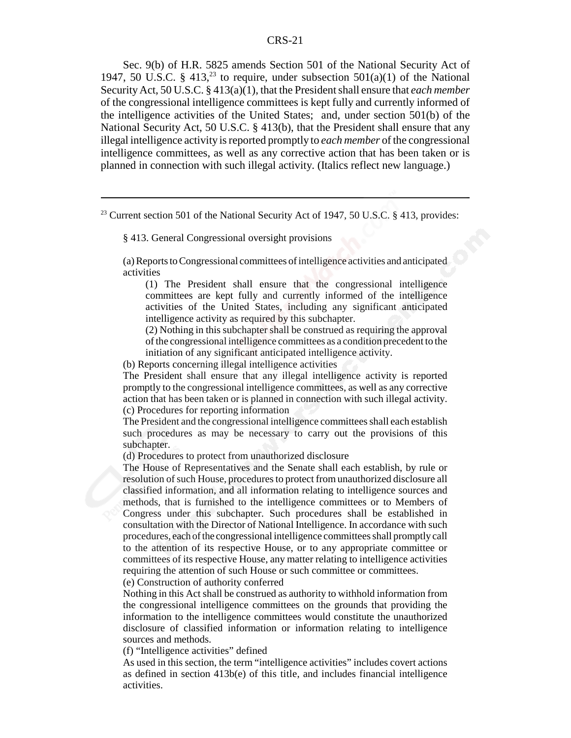Sec. 9(b) of H.R. 5825 amends Section 501 of the National Security Act of 1947, 50 U.S.C. § 413,[23] to require, under subsection 501(a)(1) of the National Security Act, 50 U.S.C. § 413(a)(1), that the President shall ensure that *each member* of the congressional intelligence committees is kept fully and currently informed of the intelligence activities of the United States; and, under section 501(b) of the National Security Act, 50 U.S.C. § 413(b), that the President shall ensure that any illegal intelligence activity is reported promptly to *each member* of the congressional intelligence committees, as well as any corrective action that has been taken or is planned in connection with such illegal activity. (Italics reflect new language.)

---

[23] Current section 501 of the National Security Act of 1947, 50 U.S.C. § 413, provides:

> § 413. General Congressional oversight provisions
>
> (a) Reports to Congressional committees of intelligence activities and anticipated activities
>
> > (1) The President shall ensure that the congressional intelligence committees are kept fully and currently informed of the intelligence activities of the United States, including any significant anticipated intelligence activity as required by this subchapter.
> >
> > (2) Nothing in this subchapter shall be construed as requiring the approval of the congressional intelligence committees as a condition precedent to the initiation of any significant anticipated intelligence activity.
>
> (b) Reports concerning illegal intelligence activities
>
> The President shall ensure that any illegal intelligence activity is reported promptly to the congressional intelligence committees, as well as any corrective action that has been taken or is planned in connection with such illegal activity.
>
> (c) Procedures for reporting information
>
> The President and the congressional intelligence committees shall each establish such procedures as may be necessary to carry out the provisions of this subchapter.
>
> (d) Procedures to protect from unauthorized disclosure
>
> The House of Representatives and the Senate shall each establish, by rule or resolution of such House, procedures to protect from unauthorized disclosure all classified information, and all information relating to intelligence sources and methods, that is furnished to the intelligence committees or to Members of Congress under this subchapter. Such procedures shall be established in consultation with the Director of National Intelligence. In accordance with such procedures, each of the congressional intelligence committees shall promptly call to the attention of its respective House, or to any appropriate committee or committees of its respective House, any matter relating to intelligence activities requiring the attention of such House or such committee or committees.
>
> (e) Construction of authority conferred
>
> Nothing in this Act shall be construed as authority to withhold information from the congressional intelligence committees on the grounds that providing the information to the intelligence committees would constitute the unauthorized disclosure of classified information or information relating to intelligence sources and methods.
>
> (f) "Intelligence activities" defined
>
> As used in this section, the term "intelligence activities" includes covert actions as defined in section 413b(e) of this title, and includes financial intelligence activities.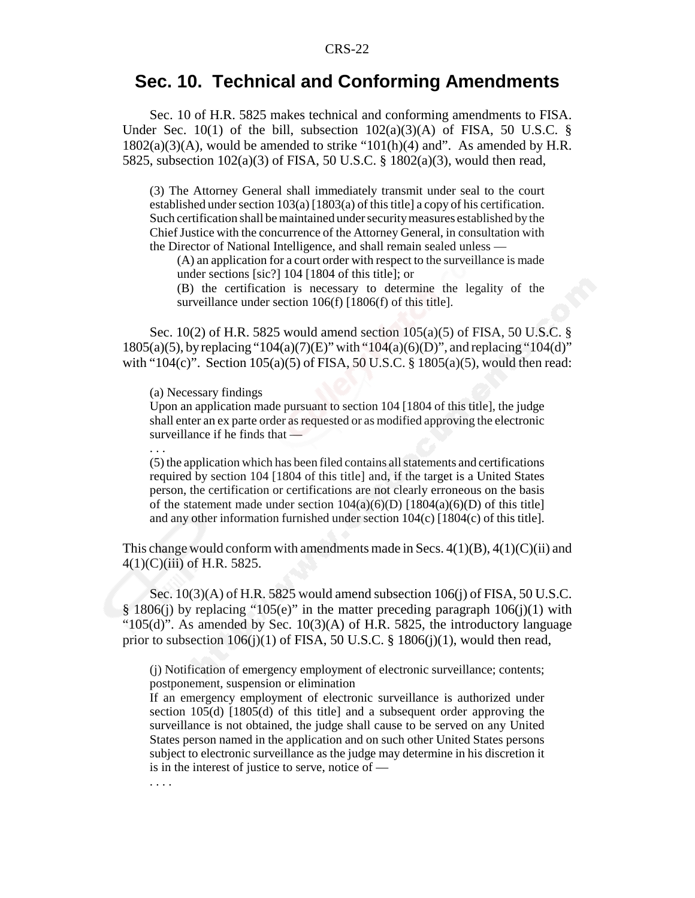## Sec. 10. Technical and Conforming Amendments

Sec. 10 of H.R. 5825 makes technical and conforming amendments to FISA. Under Sec. 10(1) of the bill, subsection 102(a)(3)(A) of FISA, 50 U.S.C. § 1802(a)(3)(A), would be amended to strike "101(h)(4) and". As amended by H.R. 5825, subsection 102(a)(3) of FISA, 50 U.S.C. § 1802(a)(3), would then read,

> (3) The Attorney General shall immediately transmit under seal to the court established under section 103(a) [1803(a) of this title] a copy of his certification. Such certification shall be maintained under security measures established by the Chief Justice with the concurrence of the Attorney General, in consultation with the Director of National Intelligence, and shall remain sealed unless —
>
> (A) an application for a court order with respect to the surveillance is made under sections [sic?] 104 [1804 of this title]; or
>
> (B) the certification is necessary to determine the legality of the surveillance under section 106(f) [1806(f) of this title].

Sec. 10(2) of H.R. 5825 would amend section 105(a)(5) of FISA, 50 U.S.C. § 1805(a)(5), by replacing "104(a)(7)(E)" with "104(a)(6)(D)", and replacing "104(d)" with "104(c)". Section 105(a)(5) of FISA, 50 U.S.C. § 1805(a)(5), would then read:

> (a) Necessary findings
>
> Upon an application made pursuant to section 104 [1804 of this title], the judge shall enter an ex parte order as requested or as modified approving the electronic surveillance if he finds that —
>
> . . .
>
> (5) the application which has been filed contains all statements and certifications required by section 104 [1804 of this title] and, if the target is a United States person, the certification or certifications are not clearly erroneous on the basis of the statement made under section 104(a)(6)(D) [1804(a)(6)(D) of this title] and any other information furnished under section 104(c) [1804(c) of this title].

This change would conform with amendments made in Secs. 4(1)(B), 4(1)(C)(ii) and 4(1)(C)(iii) of H.R. 5825.

Sec. 10(3)(A) of H.R. 5825 would amend subsection 106(j) of FISA, 50 U.S.C. § 1806(j) by replacing "105(e)" in the matter preceding paragraph 106(j)(1) with "105(d)". As amended by Sec. 10(3)(A) of H.R. 5825, the introductory language prior to subsection 106(j)(1) of FISA, 50 U.S.C. § 1806(j)(1), would then read,

> (j) Notification of emergency employment of electronic surveillance; contents; postponement, suspension or elimination
>
> If an emergency employment of electronic surveillance is authorized under section 105(d) [1805(d) of this title] and a subsequent order approving the surveillance is not obtained, the judge shall cause to be served on any United States person named in the application and on such other United States persons subject to electronic surveillance as the judge may determine in his discretion it is in the interest of justice to serve, notice of —
>
> . . . .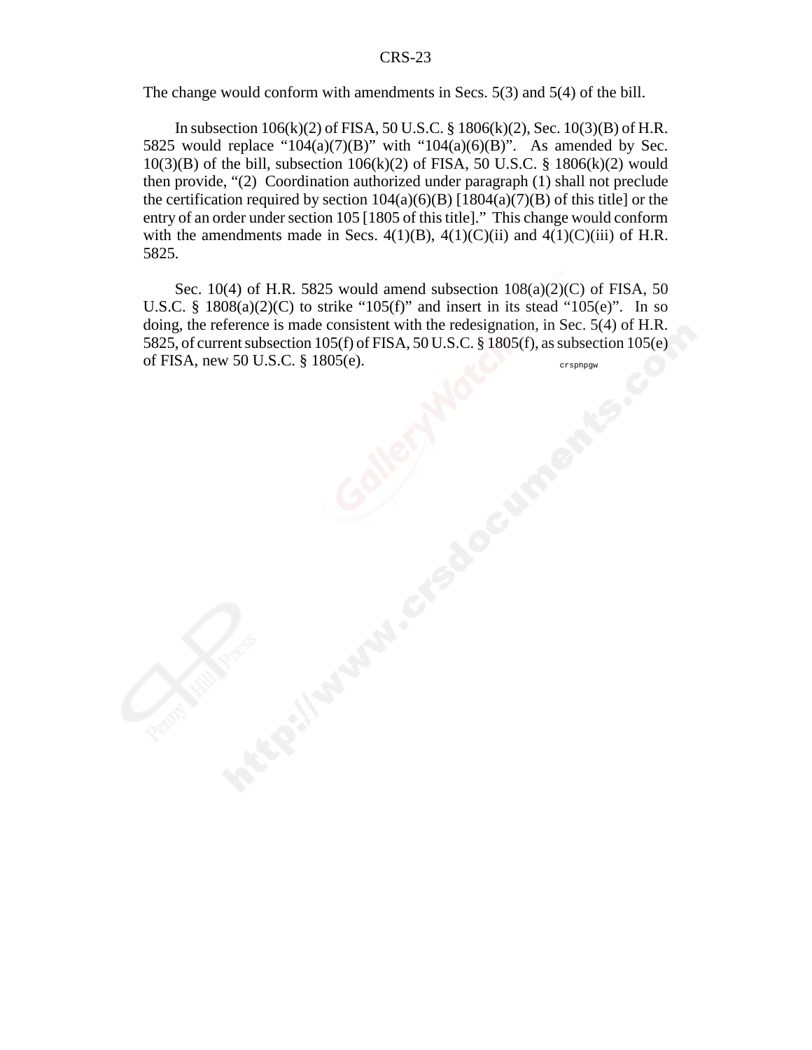The change would conform with amendments in Secs. 5(3) and 5(4) of the bill.

In subsection 106(k)(2) of FISA, 50 U.S.C. § 1806(k)(2), Sec. 10(3)(B) of H.R. 5825 would replace "104(a)(7)(B)" with "104(a)(6)(B)". As amended by Sec. 10(3)(B) of the bill, subsection 106(k)(2) of FISA, 50 U.S.C. § 1806(k)(2) would then provide, "(2) Coordination authorized under paragraph (1) shall not preclude the certification required by section 104(a)(6)(B) [1804(a)(7)(B) of this title] or the entry of an order under section 105 [1805 of this title]." This change would conform with the amendments made in Secs. 4(1)(B), 4(1)(C)(ii) and 4(1)(C)(iii) of H.R. 5825.

Sec. 10(4) of H.R. 5825 would amend subsection 108(a)(2)(C) of FISA, 50 U.S.C. § 1808(a)(2)(C) to strike "105(f)" and insert in its stead "105(e)". In so doing, the reference is made consistent with the redesignation, in Sec. 5(4) of H.R. 5825, of current subsection 105(f) of FISA, 50 U.S.C. § 1805(f), as subsection 105(e) of FISA, new 50 U.S.C. § 1805(e).